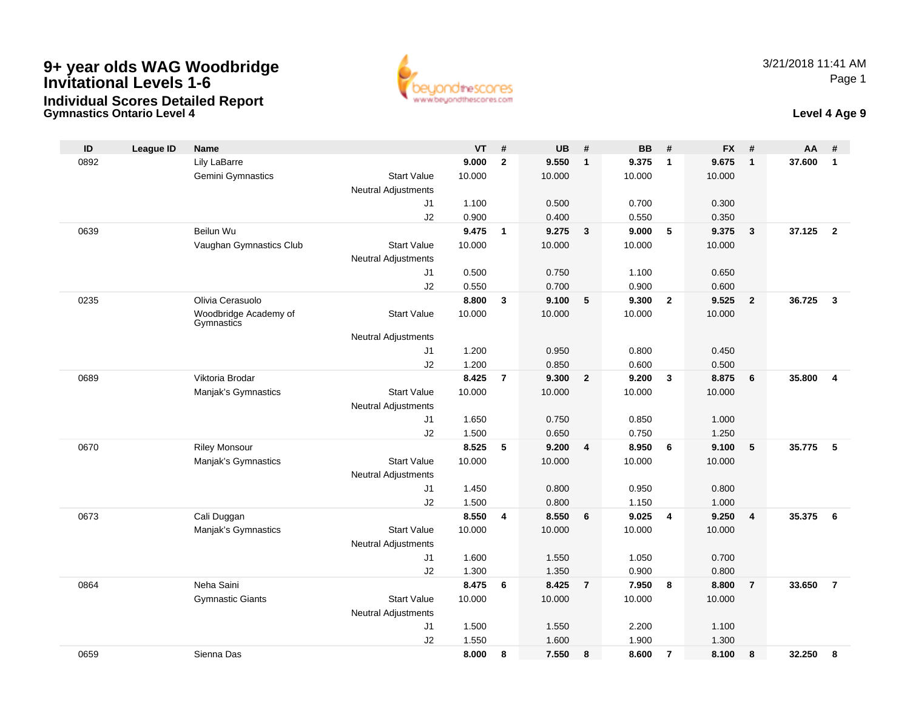# 9+ year olds WAG Woodbridge Invitational Levels 1-6

## Individual Scores Detailed Report

### Gymnastics Ontario Level 4

3/21/2018 11:41 AM

**Level 4 Age 9**

| ID | League ID | Name | | VT | # | UB | # | BB | # | FX | # | AA | # |
|---|---|---|---|---|---|---|---|---|---|---|---|---|---|
| 0892 | | Lily LaBarre | | **9.000** | **2** | **9.550** | **1** | **9.375** | **1** | **9.675** | **1** | **37.600** | **1** |
| | | Gemini Gymnastics | Start Value | 10.000 | | 10.000 | | 10.000 | | 10.000 | | | |
| | | | Neutral Adjustments | | | | | | | | | | |
| | | | J1 | 1.100 | | 0.500 | | 0.700 | | 0.300 | | | |
| | | | J2 | 0.900 | | 0.400 | | 0.550 | | 0.350 | | | |
| 0639 | | Beilun Wu | | **9.475** | **1** | **9.275** | **3** | **9.000** | **5** | **9.375** | **3** | **37.125** | **2** |
| | | Vaughan Gymnastics Club | Start Value | 10.000 | | 10.000 | | 10.000 | | 10.000 | | | |
| | | | Neutral Adjustments | | | | | | | | | | |
| | | | J1 | 0.500 | | 0.750 | | 1.100 | | 0.650 | | | |
| | | | J2 | 0.550 | | 0.700 | | 0.900 | | 0.600 | | | |
| 0235 | | Olivia Cerasuolo | | **8.800** | **3** | **9.100** | **5** | **9.300** | **2** | **9.525** | **2** | **36.725** | **3** |
| | | Woodbridge Academy of Gymnastics | Start Value | 10.000 | | 10.000 | | 10.000 | | 10.000 | | | |
| | | | Neutral Adjustments | | | | | | | | | | |
| | | | J1 | 1.200 | | 0.950 | | 0.800 | | 0.450 | | | |
| | | | J2 | 1.200 | | 0.850 | | 0.600 | | 0.500 | | | |
| 0689 | | Viktoria Brodar | | **8.425** | **7** | **9.300** | **2** | **9.200** | **3** | **8.875** | **6** | **35.800** | **4** |
| | | Manjak's Gymnastics | Start Value | 10.000 | | 10.000 | | 10.000 | | 10.000 | | | |
| | | | Neutral Adjustments | | | | | | | | | | |
| | | | J1 | 1.650 | | 0.750 | | 0.850 | | 1.000 | | | |
| | | | J2 | 1.500 | | 0.650 | | 0.750 | | 1.250 | | | |
| 0670 | | Riley Monsour | | **8.525** | **5** | **9.200** | **4** | **8.950** | **6** | **9.100** | **5** | **35.775** | **5** |
| | | Manjak's Gymnastics | Start Value | 10.000 | | 10.000 | | 10.000 | | 10.000 | | | |
| | | | Neutral Adjustments | | | | | | | | | | |
| | | | J1 | 1.450 | | 0.800 | | 0.950 | | 0.800 | | | |
| | | | J2 | 1.500 | | 0.800 | | 1.150 | | 1.000 | | | |
| 0673 | | Cali Duggan | | **8.550** | **4** | **8.550** | **6** | **9.025** | **4** | **9.250** | **4** | **35.375** | **6** |
| | | Manjak's Gymnastics | Start Value | 10.000 | | 10.000 | | 10.000 | | 10.000 | | | |
| | | | Neutral Adjustments | | | | | | | | | | |
| | | | J1 | 1.600 | | 1.550 | | 1.050 | | 0.700 | | | |
| | | | J2 | 1.300 | | 1.350 | | 0.900 | | 0.800 | | | |
| 0864 | | Neha Saini | | **8.475** | **6** | **8.425** | **7** | **7.950** | **8** | **8.800** | **7** | **33.650** | **7** |
| | | Gymnastic Giants | Start Value | 10.000 | | 10.000 | | 10.000 | | 10.000 | | | |
| | | | Neutral Adjustments | | | | | | | | | | |
| | | | J1 | 1.500 | | 1.550 | | 2.200 | | 1.100 | | | |
| | | | J2 | 1.550 | | 1.600 | | 1.900 | | 1.300 | | | |
| 0659 | | Sienna Das | | **8.000** | **8** | **7.550** | **8** | **8.600** | **7** | **8.100** | **8** | **32.250** | **8** |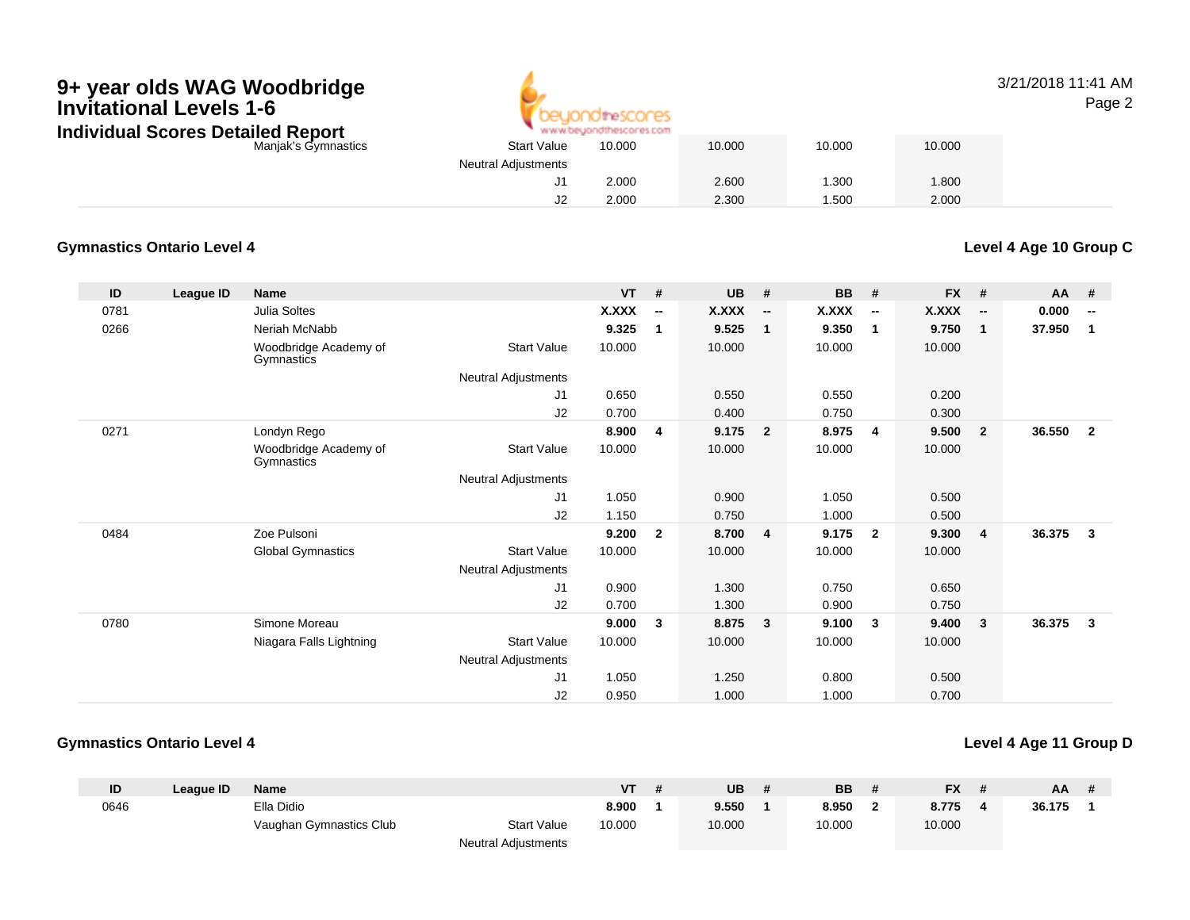# 9+ year olds WAG Woodbridge Invitational Levels 1-6

## Individual Scores Detailed Report

| | | | | VT | # | UB | # | BB | # | FX | # | AA | # |
|---|---|---|---|---|---|---|---|---|---|---|---|---|---|
| | | Manjak's Gymnastics | Start Value | 10.000 | | 10.000 | | 10.000 | | 10.000 | | | |
| | | | Neutral Adjustments | | | | | | | | | | |
| | | | J1 | 2.000 | | 2.600 | | 1.300 | | 1.800 | | | |
| | | | J2 | 2.000 | | 2.300 | | 1.500 | | 2.000 | | | |

### Gymnastics Ontario Level 4

**Level 4 Age 10 Group C**

| ID | League ID | Name | | VT | # | UB | # | BB | # | FX | # | AA | # |
|---|---|---|---|---|---|---|---|---|---|---|---|---|---|
| 0781 | | Julia Soltes | | **X.XXX** | **--** | **X.XXX** | **--** | **X.XXX** | **--** | **X.XXX** | **--** | **0.000** | **--** |
| 0266 | | Neriah McNabb | | **9.325** | **1** | **9.525** | **1** | **9.350** | **1** | **9.750** | **1** | **37.950** | **1** |
| | | Woodbridge Academy of Gymnastics | Start Value | 10.000 | | 10.000 | | 10.000 | | 10.000 | | | |
| | | | Neutral Adjustments | | | | | | | | | | |
| | | | J1 | 0.650 | | 0.550 | | 0.550 | | 0.200 | | | |
| | | | J2 | 0.700 | | 0.400 | | 0.750 | | 0.300 | | | |
| 0271 | | Londyn Rego | | **8.900** | **4** | **9.175** | **2** | **8.975** | **4** | **9.500** | **2** | **36.550** | **2** |
| | | Woodbridge Academy of Gymnastics | Start Value | 10.000 | | 10.000 | | 10.000 | | 10.000 | | | |
| | | | Neutral Adjustments | | | | | | | | | | |
| | | | J1 | 1.050 | | 0.900 | | 1.050 | | 0.500 | | | |
| | | | J2 | 1.150 | | 0.750 | | 1.000 | | 0.500 | | | |
| 0484 | | Zoe Pulsoni | | **9.200** | **2** | **8.700** | **4** | **9.175** | **2** | **9.300** | **4** | **36.375** | **3** |
| | | Global Gymnastics | Start Value | 10.000 | | 10.000 | | 10.000 | | 10.000 | | | |
| | | | Neutral Adjustments | | | | | | | | | | |
| | | | J1 | 0.900 | | 1.300 | | 0.750 | | 0.650 | | | |
| | | | J2 | 0.700 | | 1.300 | | 0.900 | | 0.750 | | | |
| 0780 | | Simone Moreau | | **9.000** | **3** | **8.875** | **3** | **9.100** | **3** | **9.400** | **3** | **36.375** | **3** |
| | | Niagara Falls Lightning | Start Value | 10.000 | | 10.000 | | 10.000 | | 10.000 | | | |
| | | | Neutral Adjustments | | | | | | | | | | |
| | | | J1 | 1.050 | | 1.250 | | 0.800 | | 0.500 | | | |
| | | | J2 | 0.950 | | 1.000 | | 1.000 | | 0.700 | | | |

### Gymnastics Ontario Level 4

**Level 4 Age 11 Group D**

| ID | League ID | Name | | VT | # | UB | # | BB | # | FX | # | AA | # |
|---|---|---|---|---|---|---|---|---|---|---|---|---|---|
| 0646 | | Ella Didio | | **8.900** | **1** | **9.550** | **1** | **8.950** | **2** | **8.775** | **4** | **36.175** | **1** |
| | | Vaughan Gymnastics Club | Start Value | 10.000 | | 10.000 | | 10.000 | | 10.000 | | | |
| | | | Neutral Adjustments | | | | | | | | | | |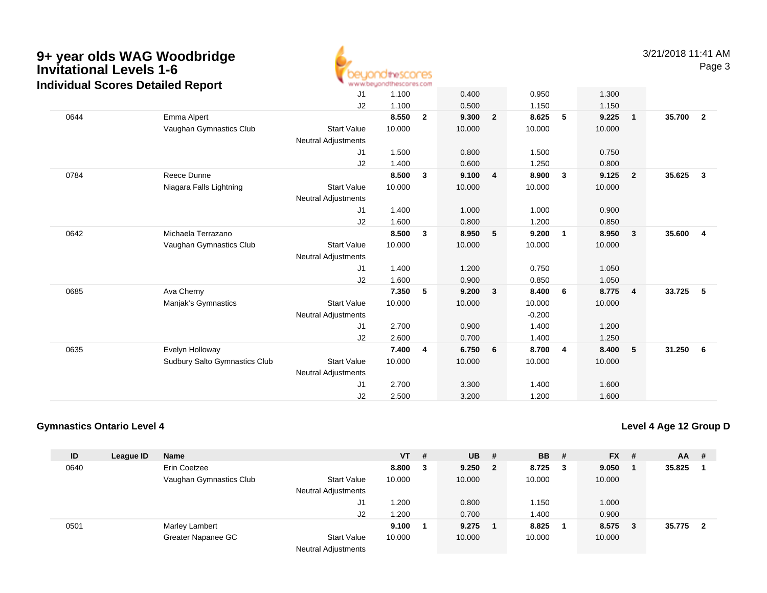# 9+ year olds WAG Woodbridge Invitational Levels 1-6

## Individual Scores Detailed Report

| ID | League ID | Name | | VT | # | UB | # | BB | # | FX | # | AA | # |
|---|---|---|---|---|---|---|---|---|---|---|---|---|---|
| | | | J1 | 1.100 | | 0.400 | | 0.950 | | 1.300 | | | |
| | | | J2 | 1.100 | | 0.500 | | 1.150 | | 1.150 | | | |
| 0644 | | Emma Alpert | | **8.550** | **2** | **9.300** | **2** | **8.625** | **5** | **9.225** | **1** | **35.700** | **2** |
| | | Vaughan Gymnastics Club | Start Value | 10.000 | | 10.000 | | 10.000 | | 10.000 | | | |
| | | | Neutral Adjustments | | | | | | | | | | |
| | | | J1 | 1.500 | | 0.800 | | 1.500 | | 0.750 | | | |
| | | | J2 | 1.400 | | 0.600 | | 1.250 | | 0.800 | | | |
| 0784 | | Reece Dunne | | **8.500** | **3** | **9.100** | **4** | **8.900** | **3** | **9.125** | **2** | **35.625** | **3** |
| | | Niagara Falls Lightning | Start Value | 10.000 | | 10.000 | | 10.000 | | 10.000 | | | |
| | | | Neutral Adjustments | | | | | | | | | | |
| | | | J1 | 1.400 | | 1.000 | | 1.000 | | 0.900 | | | |
| | | | J2 | 1.600 | | 0.800 | | 1.200 | | 0.850 | | | |
| 0642 | | Michaela Terrazano | | **8.500** | **3** | **8.950** | **5** | **9.200** | **1** | **8.950** | **3** | **35.600** | **4** |
| | | Vaughan Gymnastics Club | Start Value | 10.000 | | 10.000 | | 10.000 | | 10.000 | | | |
| | | | Neutral Adjustments | | | | | | | | | | |
| | | | J1 | 1.400 | | 1.200 | | 0.750 | | 1.050 | | | |
| | | | J2 | 1.600 | | 0.900 | | 0.850 | | 1.050 | | | |
| 0685 | | Ava Cherny | | **7.350** | **5** | **9.200** | **3** | **8.400** | **6** | **8.775** | **4** | **33.725** | **5** |
| | | Manjak's Gymnastics | Start Value | 10.000 | | 10.000 | | 10.000 | | 10.000 | | | |
| | | | Neutral Adjustments | | | | | -0.200 | | | | | |
| | | | J1 | 2.700 | | 0.900 | | 1.400 | | 1.200 | | | |
| | | | J2 | 2.600 | | 0.700 | | 1.400 | | 1.250 | | | |
| 0635 | | Evelyn Holloway | | **7.400** | **4** | **6.750** | **6** | **8.700** | **4** | **8.400** | **5** | **31.250** | **6** |
| | | Sudbury Salto Gymnastics Club | Start Value | 10.000 | | 10.000 | | 10.000 | | 10.000 | | | |
| | | | Neutral Adjustments | | | | | | | | | | |
| | | | J1 | 2.700 | | 3.300 | | 1.400 | | 1.600 | | | |
| | | | J2 | 2.500 | | 3.200 | | 1.200 | | 1.600 | | | |

### Gymnastics Ontario Level 4

### Level 4 Age 12 Group D

| ID | League ID | Name | | VT | # | UB | # | BB | # | FX | # | AA | # |
|---|---|---|---|---|---|---|---|---|---|---|---|---|---|
| 0640 | | Erin Coetzee | | **8.800** | **3** | **9.250** | **2** | **8.725** | **3** | **9.050** | **1** | **35.825** | **1** |
| | | Vaughan Gymnastics Club | Start Value | 10.000 | | 10.000 | | 10.000 | | 10.000 | | | |
| | | | Neutral Adjustments | | | | | | | | | | |
| | | | J1 | 1.200 | | 0.800 | | 1.150 | | 1.000 | | | |
| | | | J2 | 1.200 | | 0.700 | | 1.400 | | 0.900 | | | |
| 0501 | | Marley Lambert | | **9.100** | **1** | **9.275** | **1** | **8.825** | **1** | **8.575** | **3** | **35.775** | **2** |
| | | Greater Napanee GC | Start Value | 10.000 | | 10.000 | | 10.000 | | 10.000 | | | |
| | | | Neutral Adjustments | | | | | | | | | | |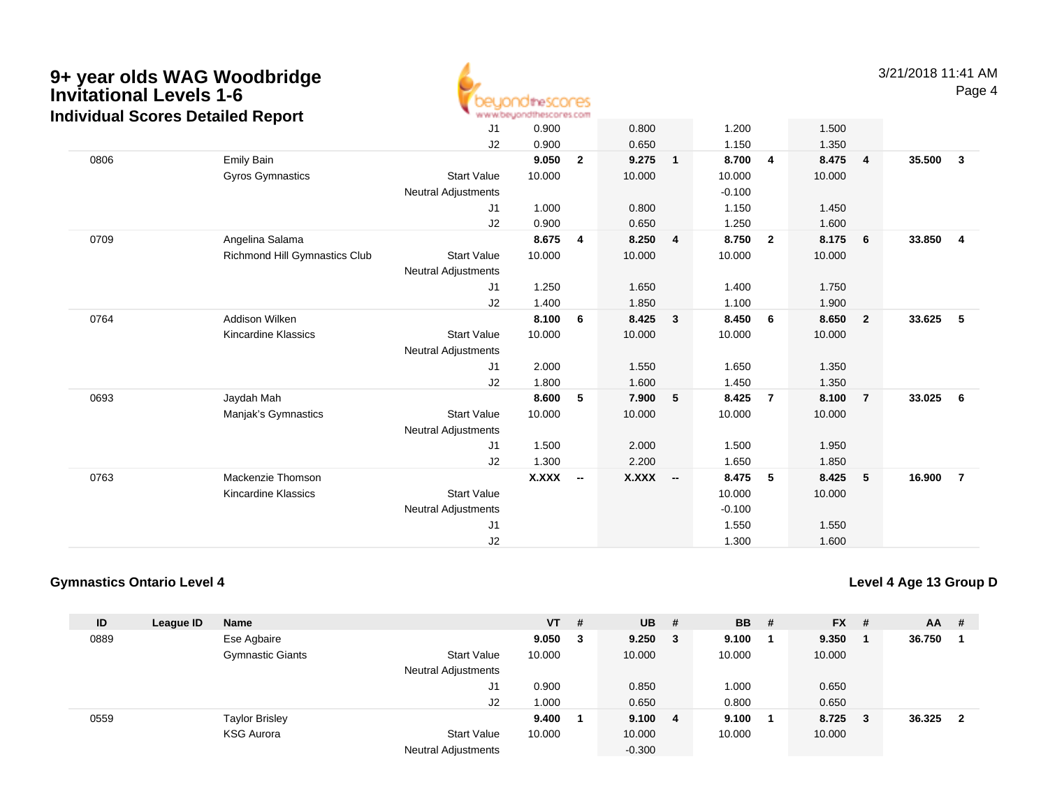# 9+ year olds WAG Woodbridge Invitational Levels 1-6

### Individual Scores Detailed Report

| ID | League ID | Name | | VT | # | UB | # | BB | # | FX | # | AA | # |
|---|---|---|---|---|---|---|---|---|---|---|---|---|---|
| | | | J1 | 0.900 | | 0.800 | | 1.200 | | 1.500 | | | |
| | | | J2 | 0.900 | | 0.650 | | 1.150 | | 1.350 | | | |
| 0806 | | Emily Bain | | **9.050** | **2** | **9.275** | **1** | **8.700** | **4** | **8.475** | **4** | **35.500** | **3** |
| | | Gyros Gymnastics | Start Value | 10.000 | | 10.000 | | 10.000 | | 10.000 | | | |
| | | | Neutral Adjustments | | | | | -0.100 | | | | | |
| | | | J1 | 1.000 | | 0.800 | | 1.150 | | 1.450 | | | |
| | | | J2 | 0.900 | | 0.650 | | 1.250 | | 1.600 | | | |
| 0709 | | Angelina Salama | | **8.675** | **4** | **8.250** | **4** | **8.750** | **2** | **8.175** | **6** | **33.850** | **4** |
| | | Richmond Hill Gymnastics Club | Start Value | 10.000 | | 10.000 | | 10.000 | | 10.000 | | | |
| | | | Neutral Adjustments | | | | | | | | | | |
| | | | J1 | 1.250 | | 1.650 | | 1.400 | | 1.750 | | | |
| | | | J2 | 1.400 | | 1.850 | | 1.100 | | 1.900 | | | |
| 0764 | | Addison Wilken | | **8.100** | **6** | **8.425** | **3** | **8.450** | **6** | **8.650** | **2** | **33.625** | **5** |
| | | Kincardine Klassics | Start Value | 10.000 | | 10.000 | | 10.000 | | 10.000 | | | |
| | | | Neutral Adjustments | | | | | | | | | | |
| | | | J1 | 2.000 | | 1.550 | | 1.650 | | 1.350 | | | |
| | | | J2 | 1.800 | | 1.600 | | 1.450 | | 1.350 | | | |
| 0693 | | Jaydah Mah | | **8.600** | **5** | **7.900** | **5** | **8.425** | **7** | **8.100** | **7** | **33.025** | **6** |
| | | Manjak's Gymnastics | Start Value | 10.000 | | 10.000 | | 10.000 | | 10.000 | | | |
| | | | Neutral Adjustments | | | | | | | | | | |
| | | | J1 | 1.500 | | 2.000 | | 1.500 | | 1.950 | | | |
| | | | J2 | 1.300 | | 2.200 | | 1.650 | | 1.850 | | | |
| 0763 | | Mackenzie Thomson | | **X.XXX** | **--** | **X.XXX** | **--** | **8.475** | **5** | **8.425** | **5** | **16.900** | **7** |
| | | Kincardine Klassics | Start Value | | | | | 10.000 | | 10.000 | | | |
| | | | Neutral Adjustments | | | | | -0.100 | | | | | |
| | | | J1 | | | | | 1.550 | | 1.550 | | | |
| | | | J2 | | | | | 1.300 | | 1.600 | | | |

### Gymnastics Ontario Level 4

### Level 4 Age 13 Group D

| ID | League ID | Name | | VT | # | UB | # | BB | # | FX | # | AA | # |
|---|---|---|---|---|---|---|---|---|---|---|---|---|---|
| 0889 | | Ese Agbaire | | **9.050** | **3** | **9.250** | **3** | **9.100** | **1** | **9.350** | **1** | **36.750** | **1** |
| | | Gymnastic Giants | Start Value | 10.000 | | 10.000 | | 10.000 | | 10.000 | | | |
| | | | Neutral Adjustments | | | | | | | | | | |
| | | | J1 | 0.900 | | 0.850 | | 1.000 | | 0.650 | | | |
| | | | J2 | 1.000 | | 0.650 | | 0.800 | | 0.650 | | | |
| 0559 | | Taylor Brisley | | **9.400** | **1** | **9.100** | **4** | **9.100** | **1** | **8.725** | **3** | **36.325** | **2** |
| | | KSG Aurora | Start Value | 10.000 | | 10.000 | | 10.000 | | 10.000 | | | |
| | | | Neutral Adjustments | | | -0.300 | | | | | | | |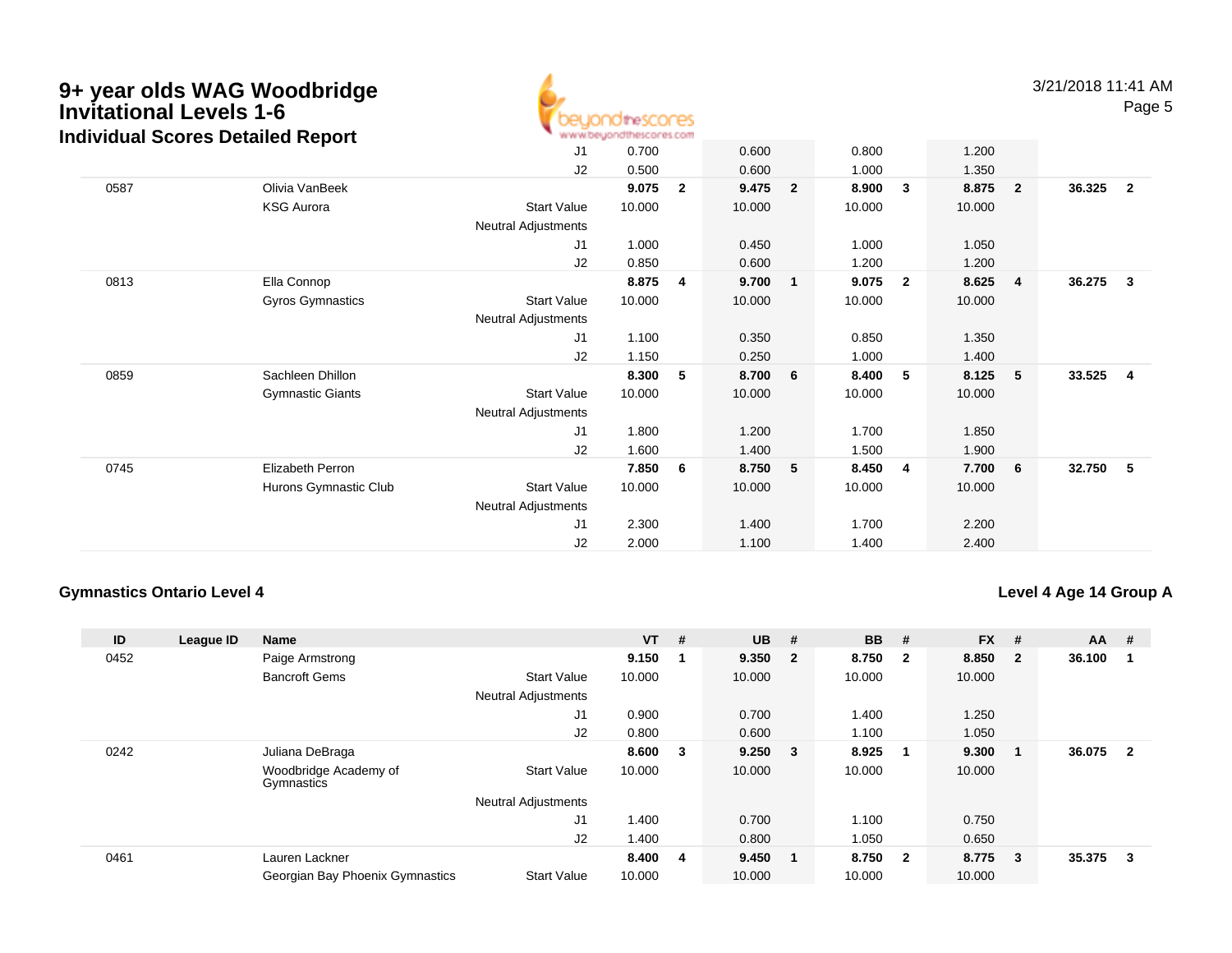# 9+ year olds WAG Woodbridge Invitational Levels 1-6

## Individual Scores Detailed Report

| ID | League ID | Name | | VT | # | UB | # | BB | # | FX | # | AA | # |
|---|---|---|---|---|---|---|---|---|---|---|---|---|---|
| | | | J1 | 0.700 | | 0.600 | | 0.800 | | 1.200 | | | |
| | | | J2 | 0.500 | | 0.600 | | 1.000 | | 1.350 | | | |
| 0587 | | Olivia VanBeek | | **9.075** | **2** | **9.475** | **2** | **8.900** | **3** | **8.875** | **2** | **36.325** | **2** |
| | | KSG Aurora | Start Value | 10.000 | | 10.000 | | 10.000 | | 10.000 | | | |
| | | | Neutral Adjustments | | | | | | | | | | |
| | | | J1 | 1.000 | | 0.450 | | 1.000 | | 1.050 | | | |
| | | | J2 | 0.850 | | 0.600 | | 1.200 | | 1.200 | | | |
| 0813 | | Ella Connop | | **8.875** | **4** | **9.700** | **1** | **9.075** | **2** | **8.625** | **4** | **36.275** | **3** |
| | | Gyros Gymnastics | Start Value | 10.000 | | 10.000 | | 10.000 | | 10.000 | | | |
| | | | Neutral Adjustments | | | | | | | | | | |
| | | | J1 | 1.100 | | 0.350 | | 0.850 | | 1.350 | | | |
| | | | J2 | 1.150 | | 0.250 | | 1.000 | | 1.400 | | | |
| 0859 | | Sachleen Dhillon | | **8.300** | **5** | **8.700** | **6** | **8.400** | **5** | **8.125** | **5** | **33.525** | **4** |
| | | Gymnastic Giants | Start Value | 10.000 | | 10.000 | | 10.000 | | 10.000 | | | |
| | | | Neutral Adjustments | | | | | | | | | | |
| | | | J1 | 1.800 | | 1.200 | | 1.700 | | 1.850 | | | |
| | | | J2 | 1.600 | | 1.400 | | 1.500 | | 1.900 | | | |
| 0745 | | Elizabeth Perron | | **7.850** | **6** | **8.750** | **5** | **8.450** | **4** | **7.700** | **6** | **32.750** | **5** |
| | | Hurons Gymnastic Club | Start Value | 10.000 | | 10.000 | | 10.000 | | 10.000 | | | |
| | | | Neutral Adjustments | | | | | | | | | | |
| | | | J1 | 2.300 | | 1.400 | | 1.700 | | 2.200 | | | |
| | | | J2 | 2.000 | | 1.100 | | 1.400 | | 2.400 | | | |

### Gymnastics Ontario Level 4

### Level 4 Age 14 Group A

| ID | League ID | Name | | VT | # | UB | # | BB | # | FX | # | AA | # |
|---|---|---|---|---|---|---|---|---|---|---|---|---|---|
| 0452 | | Paige Armstrong | | **9.150** | **1** | **9.350** | **2** | **8.750** | **2** | **8.850** | **2** | **36.100** | **1** |
| | | Bancroft Gems | Start Value | 10.000 | | 10.000 | | 10.000 | | 10.000 | | | |
| | | | Neutral Adjustments | | | | | | | | | | |
| | | | J1 | 0.900 | | 0.700 | | 1.400 | | 1.250 | | | |
| | | | J2 | 0.800 | | 0.600 | | 1.100 | | 1.050 | | | |
| 0242 | | Juliana DeBraga | | **8.600** | **3** | **9.250** | **3** | **8.925** | **1** | **9.300** | **1** | **36.075** | **2** |
| | | Woodbridge Academy of Gymnastics | Start Value | 10.000 | | 10.000 | | 10.000 | | 10.000 | | | |
| | | | Neutral Adjustments | | | | | | | | | | |
| | | | J1 | 1.400 | | 0.700 | | 1.100 | | 0.750 | | | |
| | | | J2 | 1.400 | | 0.800 | | 1.050 | | 0.650 | | | |
| 0461 | | Lauren Lackner | | **8.400** | **4** | **9.450** | **1** | **8.750** | **2** | **8.775** | **3** | **35.375** | **3** |
| | | Georgian Bay Phoenix Gymnastics | Start Value | 10.000 | | 10.000 | | 10.000 | | 10.000 | | | |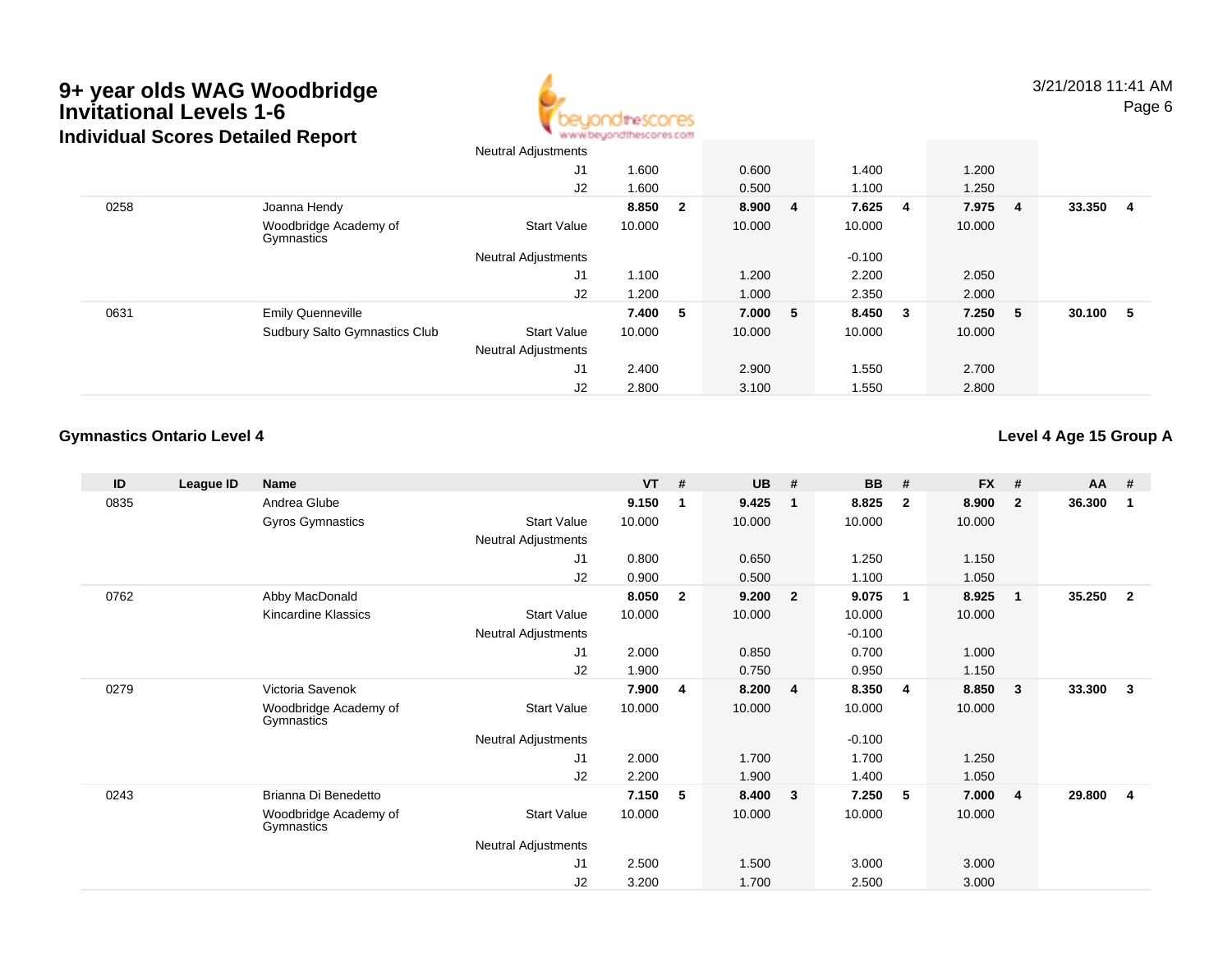# 9+ year olds WAG Woodbridge Invitational Levels 1-6

### Individual Scores Detailed Report

3/21/2018 11:41 AM

| ID | League ID | Name | | VT | # | UB | # | BB | # | FX | # | AA | # |
|---|---|---|---|---|---|---|---|---|---|---|---|---|---|
| | | | Neutral Adjustments | | | | | | | | | | |
| | | | J1 | 1.600 | | 0.600 | | 1.400 | | 1.200 | | | |
| | | | J2 | 1.600 | | 0.500 | | 1.100 | | 1.250 | | | |
| 0258 | | Joanna Hendy | | **8.850** | **2** | **8.900** | **4** | **7.625** | **4** | **7.975** | **4** | **33.350** | **4** |
| | | Woodbridge Academy of Gymnastics | Start Value | 10.000 | | 10.000 | | 10.000 | | 10.000 | | | |
| | | | Neutral Adjustments | | | | | -0.100 | | | | | |
| | | | J1 | 1.100 | | 1.200 | | 2.200 | | 2.050 | | | |
| | | | J2 | 1.200 | | 1.000 | | 2.350 | | 2.000 | | | |
| 0631 | | Emily Quenneville | | **7.400** | **5** | **7.000** | **5** | **8.450** | **3** | **7.250** | **5** | **30.100** | **5** |
| | | Sudbury Salto Gymnastics Club | Start Value | 10.000 | | 10.000 | | 10.000 | | 10.000 | | | |
| | | | Neutral Adjustments | | | | | | | | | | |
| | | | J1 | 2.400 | | 2.900 | | 1.550 | | 2.700 | | | |
| | | | J2 | 2.800 | | 3.100 | | 1.550 | | 2.800 | | | |

### Gymnastics Ontario Level 4

### Level 4 Age 15 Group A

| ID | League ID | Name | | VT | # | UB | # | BB | # | FX | # | AA | # |
|---|---|---|---|---|---|---|---|---|---|---|---|---|---|
| 0835 | | Andrea Glube | | **9.150** | **1** | **9.425** | **1** | **8.825** | **2** | **8.900** | **2** | **36.300** | **1** |
| | | Gyros Gymnastics | Start Value | 10.000 | | 10.000 | | 10.000 | | 10.000 | | | |
| | | | Neutral Adjustments | | | | | | | | | | |
| | | | J1 | 0.800 | | 0.650 | | 1.250 | | 1.150 | | | |
| | | | J2 | 0.900 | | 0.500 | | 1.100 | | 1.050 | | | |
| 0762 | | Abby MacDonald | | **8.050** | **2** | **9.200** | **2** | **9.075** | **1** | **8.925** | **1** | **35.250** | **2** |
| | | Kincardine Klassics | Start Value | 10.000 | | 10.000 | | 10.000 | | 10.000 | | | |
| | | | Neutral Adjustments | | | | | -0.100 | | | | | |
| | | | J1 | 2.000 | | 0.850 | | 0.700 | | 1.000 | | | |
| | | | J2 | 1.900 | | 0.750 | | 0.950 | | 1.150 | | | |
| 0279 | | Victoria Savenok | | **7.900** | **4** | **8.200** | **4** | **8.350** | **4** | **8.850** | **3** | **33.300** | **3** |
| | | Woodbridge Academy of Gymnastics | Start Value | 10.000 | | 10.000 | | 10.000 | | 10.000 | | | |
| | | | Neutral Adjustments | | | | | -0.100 | | | | | |
| | | | J1 | 2.000 | | 1.700 | | 1.700 | | 1.250 | | | |
| | | | J2 | 2.200 | | 1.900 | | 1.400 | | 1.050 | | | |
| 0243 | | Brianna Di Benedetto | | **7.150** | **5** | **8.400** | **3** | **7.250** | **5** | **7.000** | **4** | **29.800** | **4** |
| | | Woodbridge Academy of Gymnastics | Start Value | 10.000 | | 10.000 | | 10.000 | | 10.000 | | | |
| | | | Neutral Adjustments | | | | | | | | | | |
| | | | J1 | 2.500 | | 1.500 | | 3.000 | | 3.000 | | | |
| | | | J2 | 3.200 | | 1.700 | | 2.500 | | 3.000 | | | |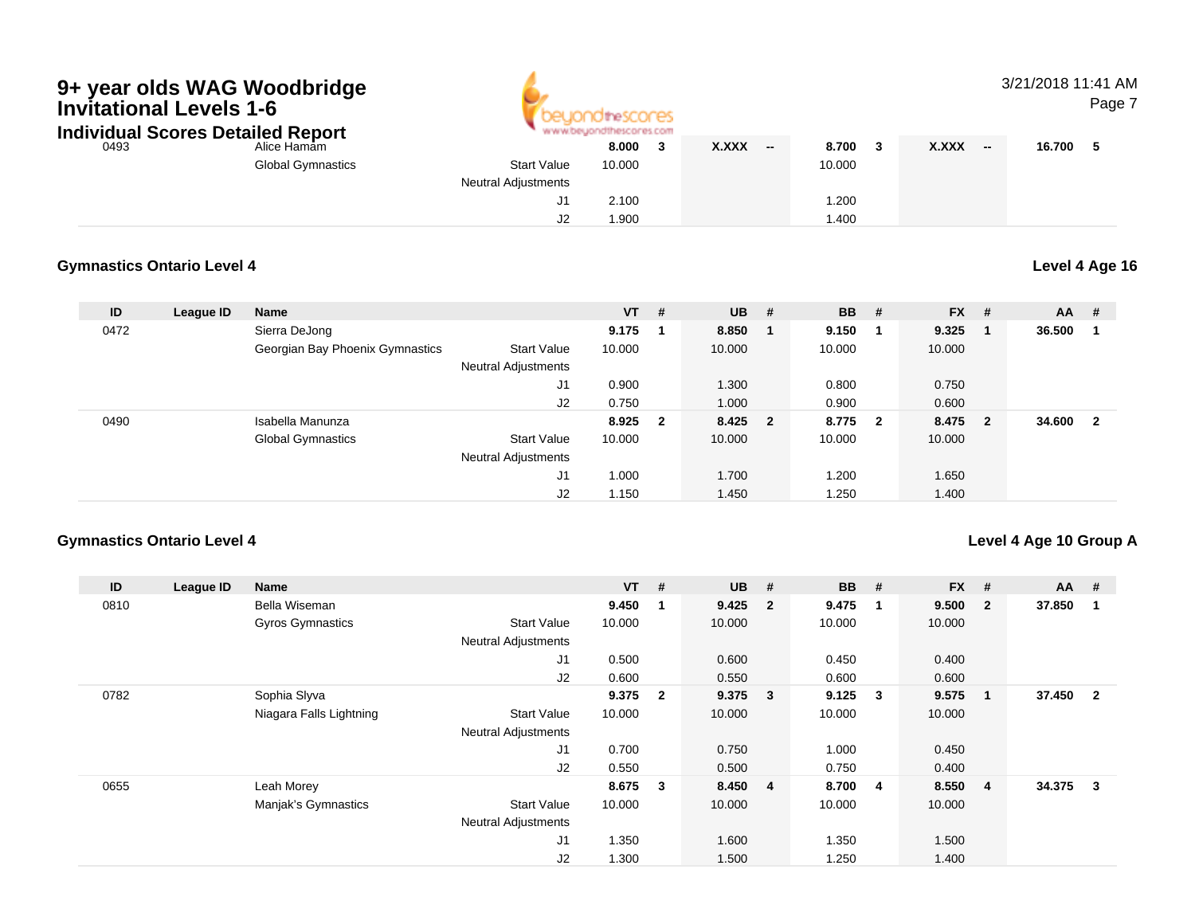# 9+ year olds WAG Woodbridge Invitational Levels 1-6

## Individual Scores Detailed Report

| ID | League ID | Name | | VT | # | UB | # | BB | # | FX | # | AA | # |
|---|---|---|---|---|---|---|---|---|---|---|---|---|---|
| 0493 | | Alice Hamam | | **8.000** | **3** | **X.XXX** | **--** | **8.700** | **3** | **X.XXX** | **--** | **16.700** | **5** |
| | | Global Gymnastics | Start Value | 10.000 | | | | 10.000 | | | | | |
| | | | Neutral Adjustments | | | | | | | | | | |
| | | | J1 | 2.100 | | | | 1.200 | | | | | |
| | | | J2 | 1.900 | | | | 1.400 | | | | | |

### Gymnastics Ontario Level 4

**Level 4 Age 16**

| ID | League ID | Name | | VT | # | UB | # | BB | # | FX | # | AA | # |
|---|---|---|---|---|---|---|---|---|---|---|---|---|---|
| 0472 | | Sierra DeJong | | **9.175** | **1** | **8.850** | **1** | **9.150** | **1** | **9.325** | **1** | **36.500** | **1** |
| | | Georgian Bay Phoenix Gymnastics | Start Value | 10.000 | | 10.000 | | 10.000 | | 10.000 | | | |
| | | | Neutral Adjustments | | | | | | | | | | |
| | | | J1 | 0.900 | | 1.300 | | 0.800 | | 0.750 | | | |
| | | | J2 | 0.750 | | 1.000 | | 0.900 | | 0.600 | | | |
| 0490 | | Isabella Manunza | | **8.925** | **2** | **8.425** | **2** | **8.775** | **2** | **8.475** | **2** | **34.600** | **2** |
| | | Global Gymnastics | Start Value | 10.000 | | 10.000 | | 10.000 | | 10.000 | | | |
| | | | Neutral Adjustments | | | | | | | | | | |
| | | | J1 | 1.000 | | 1.700 | | 1.200 | | 1.650 | | | |
| | | | J2 | 1.150 | | 1.450 | | 1.250 | | 1.400 | | | |

### Gymnastics Ontario Level 4

**Level 4 Age 10 Group A**

| ID | League ID | Name | | VT | # | UB | # | BB | # | FX | # | AA | # |
|---|---|---|---|---|---|---|---|---|---|---|---|---|---|
| 0810 | | Bella Wiseman | | **9.450** | **1** | **9.425** | **2** | **9.475** | **1** | **9.500** | **2** | **37.850** | **1** |
| | | Gyros Gymnastics | Start Value | 10.000 | | 10.000 | | 10.000 | | 10.000 | | | |
| | | | Neutral Adjustments | | | | | | | | | | |
| | | | J1 | 0.500 | | 0.600 | | 0.450 | | 0.400 | | | |
| | | | J2 | 0.600 | | 0.550 | | 0.600 | | 0.600 | | | |
| 0782 | | Sophia Slyva | | **9.375** | **2** | **9.375** | **3** | **9.125** | **3** | **9.575** | **1** | **37.450** | **2** |
| | | Niagara Falls Lightning | Start Value | 10.000 | | 10.000 | | 10.000 | | 10.000 | | | |
| | | | Neutral Adjustments | | | | | | | | | | |
| | | | J1 | 0.700 | | 0.750 | | 1.000 | | 0.450 | | | |
| | | | J2 | 0.550 | | 0.500 | | 0.750 | | 0.400 | | | |
| 0655 | | Leah Morey | | **8.675** | **3** | **8.450** | **4** | **8.700** | **4** | **8.550** | **4** | **34.375** | **3** |
| | | Manjak's Gymnastics | Start Value | 10.000 | | 10.000 | | 10.000 | | 10.000 | | | |
| | | | Neutral Adjustments | | | | | | | | | | |
| | | | J1 | 1.350 | | 1.600 | | 1.350 | | 1.500 | | | |
| | | | J2 | 1.300 | | 1.500 | | 1.250 | | 1.400 | | | |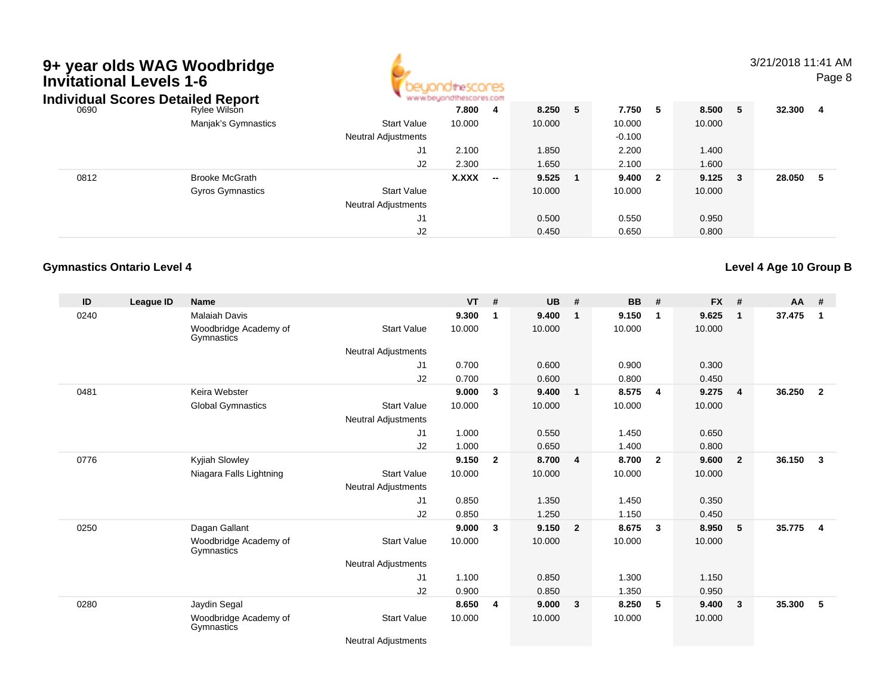# 9+ year olds WAG Woodbridge Invitational Levels 1-6

## Individual Scores Detailed Report

3/21/2018 11:41 AM

| ID | League ID | Name | | VT | # | UB | # | BB | # | FX | # | AA | # |
|---|---|---|---|---|---|---|---|---|---|---|---|---|---|
| 0690 | | Rylee Wilson | | **7.800** | **4** | **8.250** | **5** | **7.750** | **5** | **8.500** | **5** | **32.300** | **4** |
| | | Manjak's Gymnastics | Start Value | 10.000 | | 10.000 | | 10.000 | | 10.000 | | | |
| | | | Neutral Adjustments | | | | | -0.100 | | | | | |
| | | | J1 | 2.100 | | 1.850 | | 2.200 | | 1.400 | | | |
| | | | J2 | 2.300 | | 1.650 | | 2.100 | | 1.600 | | | |
| 0812 | | Brooke McGrath | | **X.XXX** | **--** | **9.525** | **1** | **9.400** | **2** | **9.125** | **3** | **28.050** | **5** |
| | | Gyros Gymnastics | Start Value | | | 10.000 | | 10.000 | | 10.000 | | | |
| | | | Neutral Adjustments | | | | | | | | | | |
| | | | J1 | | | 0.500 | | 0.550 | | 0.950 | | | |
| | | | J2 | | | 0.450 | | 0.650 | | 0.800 | | | |

### Gymnastics Ontario Level 4

### Level 4 Age 10 Group B

| ID | League ID | Name | | VT | # | UB | # | BB | # | FX | # | AA | # |
|---|---|---|---|---|---|---|---|---|---|---|---|---|---|
| 0240 | | Malaiah Davis | | **9.300** | **1** | **9.400** | **1** | **9.150** | **1** | **9.625** | **1** | **37.475** | **1** |
| | | Woodbridge Academy of Gymnastics | Start Value | 10.000 | | 10.000 | | 10.000 | | 10.000 | | | |
| | | | Neutral Adjustments | | | | | | | | | | |
| | | | J1 | 0.700 | | 0.600 | | 0.900 | | 0.300 | | | |
| | | | J2 | 0.700 | | 0.600 | | 0.800 | | 0.450 | | | |
| 0481 | | Keira Webster | | **9.000** | **3** | **9.400** | **1** | **8.575** | **4** | **9.275** | **4** | **36.250** | **2** |
| | | Global Gymnastics | Start Value | 10.000 | | 10.000 | | 10.000 | | 10.000 | | | |
| | | | Neutral Adjustments | | | | | | | | | | |
| | | | J1 | 1.000 | | 0.550 | | 1.450 | | 0.650 | | | |
| | | | J2 | 1.000 | | 0.650 | | 1.400 | | 0.800 | | | |
| 0776 | | Kyjiah Slowley | | **9.150** | **2** | **8.700** | **4** | **8.700** | **2** | **9.600** | **2** | **36.150** | **3** |
| | | Niagara Falls Lightning | Start Value | 10.000 | | 10.000 | | 10.000 | | 10.000 | | | |
| | | | Neutral Adjustments | | | | | | | | | | |
| | | | J1 | 0.850 | | 1.350 | | 1.450 | | 0.350 | | | |
| | | | J2 | 0.850 | | 1.250 | | 1.150 | | 0.450 | | | |
| 0250 | | Dagan Gallant | | **9.000** | **3** | **9.150** | **2** | **8.675** | **3** | **8.950** | **5** | **35.775** | **4** |
| | | Woodbridge Academy of Gymnastics | Start Value | 10.000 | | 10.000 | | 10.000 | | 10.000 | | | |
| | | | Neutral Adjustments | | | | | | | | | | |
| | | | J1 | 1.100 | | 0.850 | | 1.300 | | 1.150 | | | |
| | | | J2 | 0.900 | | 0.850 | | 1.350 | | 0.950 | | | |
| 0280 | | Jaydin Segal | | **8.650** | **4** | **9.000** | **3** | **8.250** | **5** | **9.400** | **3** | **35.300** | **5** |
| | | Woodbridge Academy of Gymnastics | Start Value | 10.000 | | 10.000 | | 10.000 | | 10.000 | | | |
| | | | Neutral Adjustments | | | | | | | | | | |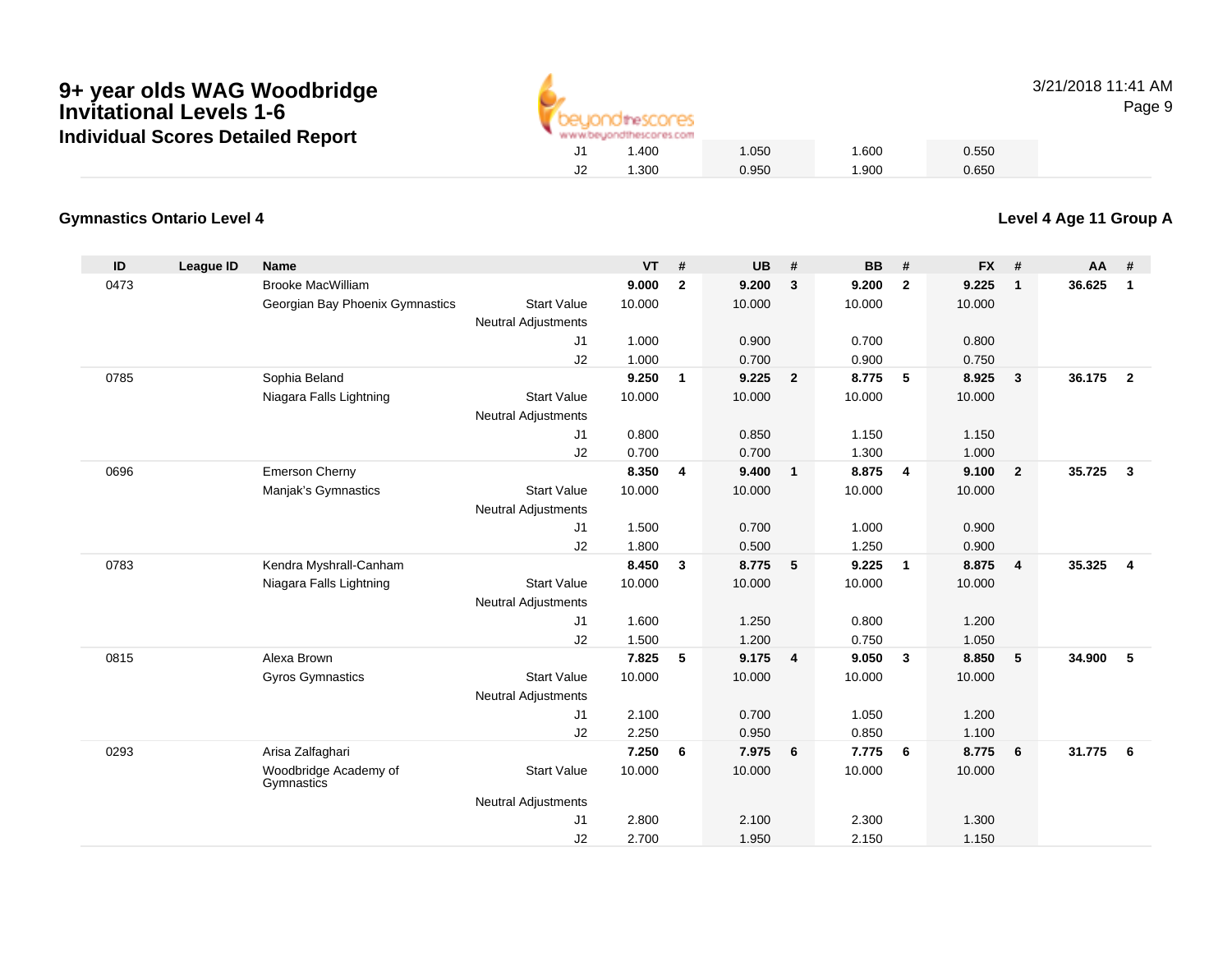# 9+ year olds WAG Woodbridge Invitational Levels 1-6

## Individual Scores Detailed Report

3/21/2018 11:41 AM

| | VT | UB | BB | FX |
|---|---|---|---|---|
| J1 | 1.400 | 1.050 | 1.600 | 0.550 |
| J2 | 1.300 | 0.950 | 1.900 | 0.650 |

### Gymnastics Ontario Level 4

### Level 4 Age 11 Group A

| ID | League ID | Name | | VT | # | UB | # | BB | # | FX | # | AA | # |
|---|---|---|---|---|---|---|---|---|---|---|---|---|---|
| 0473 | | Brooke MacWilliam | | **9.000** | **2** | **9.200** | **3** | **9.200** | **2** | **9.225** | **1** | **36.625** | **1** |
| | | Georgian Bay Phoenix Gymnastics | Start Value | 10.000 | | 10.000 | | 10.000 | | 10.000 | | | |
| | | | Neutral Adjustments | | | | | | | | | | |
| | | | J1 | 1.000 | | 0.900 | | 0.700 | | 0.800 | | | |
| | | | J2 | 1.000 | | 0.700 | | 0.900 | | 0.750 | | | |
| 0785 | | Sophia Beland | | **9.250** | **1** | **9.225** | **2** | **8.775** | **5** | **8.925** | **3** | **36.175** | **2** |
| | | Niagara Falls Lightning | Start Value | 10.000 | | 10.000 | | 10.000 | | 10.000 | | | |
| | | | Neutral Adjustments | | | | | | | | | | |
| | | | J1 | 0.800 | | 0.850 | | 1.150 | | 1.150 | | | |
| | | | J2 | 0.700 | | 0.700 | | 1.300 | | 1.000 | | | |
| 0696 | | Emerson Cherny | | **8.350** | **4** | **9.400** | **1** | **8.875** | **4** | **9.100** | **2** | **35.725** | **3** |
| | | Manjak's Gymnastics | Start Value | 10.000 | | 10.000 | | 10.000 | | 10.000 | | | |
| | | | Neutral Adjustments | | | | | | | | | | |
| | | | J1 | 1.500 | | 0.700 | | 1.000 | | 0.900 | | | |
| | | | J2 | 1.800 | | 0.500 | | 1.250 | | 0.900 | | | |
| 0783 | | Kendra Myshrall-Canham | | **8.450** | **3** | **8.775** | **5** | **9.225** | **1** | **8.875** | **4** | **35.325** | **4** |
| | | Niagara Falls Lightning | Start Value | 10.000 | | 10.000 | | 10.000 | | 10.000 | | | |
| | | | Neutral Adjustments | | | | | | | | | | |
| | | | J1 | 1.600 | | 1.250 | | 0.800 | | 1.200 | | | |
| | | | J2 | 1.500 | | 1.200 | | 0.750 | | 1.050 | | | |
| 0815 | | Alexa Brown | | **7.825** | **5** | **9.175** | **4** | **9.050** | **3** | **8.850** | **5** | **34.900** | **5** |
| | | Gyros Gymnastics | Start Value | 10.000 | | 10.000 | | 10.000 | | 10.000 | | | |
| | | | Neutral Adjustments | | | | | | | | | | |
| | | | J1 | 2.100 | | 0.700 | | 1.050 | | 1.200 | | | |
| | | | J2 | 2.250 | | 0.950 | | 0.850 | | 1.100 | | | |
| 0293 | | Arisa Zalfaghari | | **7.250** | **6** | **7.975** | **6** | **7.775** | **6** | **8.775** | **6** | **31.775** | **6** |
| | | Woodbridge Academy of Gymnastics | Start Value | 10.000 | | 10.000 | | 10.000 | | 10.000 | | | |
| | | | Neutral Adjustments | | | | | | | | | | |
| | | | J1 | 2.800 | | 2.100 | | 2.300 | | 1.300 | | | |
| | | | J2 | 2.700 | | 1.950 | | 2.150 | | 1.150 | | | |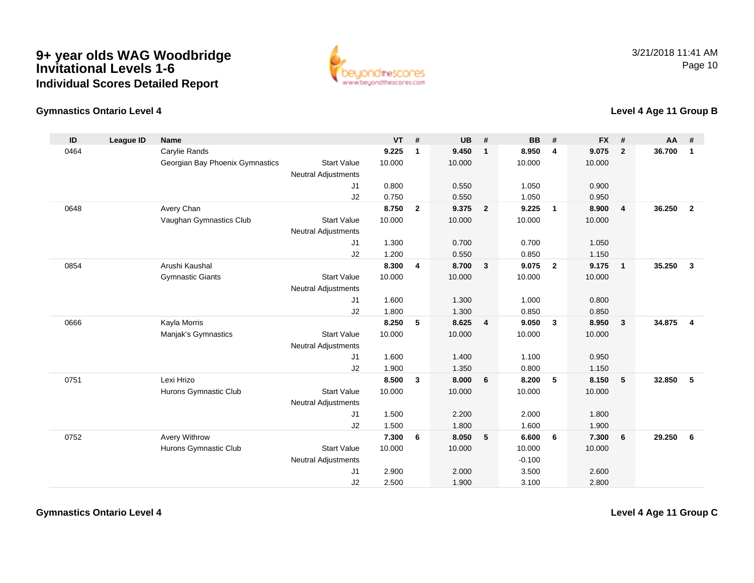# 9+ year olds WAG Woodbridge Invitational Levels 1-6

## Individual Scores Detailed Report

### Gymnastics Ontario Level 4

### Level 4 Age 11 Group B

| ID | League ID | Name | | VT | # | UB | # | BB | # | FX | # | AA | # |
|---|---|---|---|---|---|---|---|---|---|---|---|---|---|
| 0464 | | Carylie Rands | | **9.225** | **1** | **9.450** | **1** | **8.950** | **4** | **9.075** | **2** | **36.700** | **1** |
| | | Georgian Bay Phoenix Gymnastics | Start Value | 10.000 | | 10.000 | | 10.000 | | 10.000 | | | |
| | | | Neutral Adjustments | | | | | | | | | | |
| | | | J1 | 0.800 | | 0.550 | | 1.050 | | 0.900 | | | |
| | | | J2 | 0.750 | | 0.550 | | 1.050 | | 0.950 | | | |
| 0648 | | Avery Chan | | **8.750** | **2** | **9.375** | **2** | **9.225** | **1** | **8.900** | **4** | **36.250** | **2** |
| | | Vaughan Gymnastics Club | Start Value | 10.000 | | 10.000 | | 10.000 | | 10.000 | | | |
| | | | Neutral Adjustments | | | | | | | | | | |
| | | | J1 | 1.300 | | 0.700 | | 0.700 | | 1.050 | | | |
| | | | J2 | 1.200 | | 0.550 | | 0.850 | | 1.150 | | | |
| 0854 | | Arushi Kaushal | | **8.300** | **4** | **8.700** | **3** | **9.075** | **2** | **9.175** | **1** | **35.250** | **3** |
| | | Gymnastic Giants | Start Value | 10.000 | | 10.000 | | 10.000 | | 10.000 | | | |
| | | | Neutral Adjustments | | | | | | | | | | |
| | | | J1 | 1.600 | | 1.300 | | 1.000 | | 0.800 | | | |
| | | | J2 | 1.800 | | 1.300 | | 0.850 | | 0.850 | | | |
| 0666 | | Kayla Morris | | **8.250** | **5** | **8.625** | **4** | **9.050** | **3** | **8.950** | **3** | **34.875** | **4** |
| | | Manjak's Gymnastics | Start Value | 10.000 | | 10.000 | | 10.000 | | 10.000 | | | |
| | | | Neutral Adjustments | | | | | | | | | | |
| | | | J1 | 1.600 | | 1.400 | | 1.100 | | 0.950 | | | |
| | | | J2 | 1.900 | | 1.350 | | 0.800 | | 1.150 | | | |
| 0751 | | Lexi Hrizo | | **8.500** | **3** | **8.000** | **6** | **8.200** | **5** | **8.150** | **5** | **32.850** | **5** |
| | | Hurons Gymnastic Club | Start Value | 10.000 | | 10.000 | | 10.000 | | 10.000 | | | |
| | | | Neutral Adjustments | | | | | | | | | | |
| | | | J1 | 1.500 | | 2.200 | | 2.000 | | 1.800 | | | |
| | | | J2 | 1.500 | | 1.800 | | 1.600 | | 1.900 | | | |
| 0752 | | Avery Withrow | | **7.300** | **6** | **8.050** | **5** | **6.600** | **6** | **7.300** | **6** | **29.250** | **6** |
| | | Hurons Gymnastic Club | Start Value | 10.000 | | 10.000 | | 10.000 | | 10.000 | | | |
| | | | Neutral Adjustments | | | | | -0.100 | | | | | |
| | | | J1 | 2.900 | | 2.000 | | 3.500 | | 2.600 | | | |
| | | | J2 | 2.500 | | 1.900 | | 3.100 | | 2.800 | | | |

### Gymnastics Ontario Level 4

### Level 4 Age 11 Group C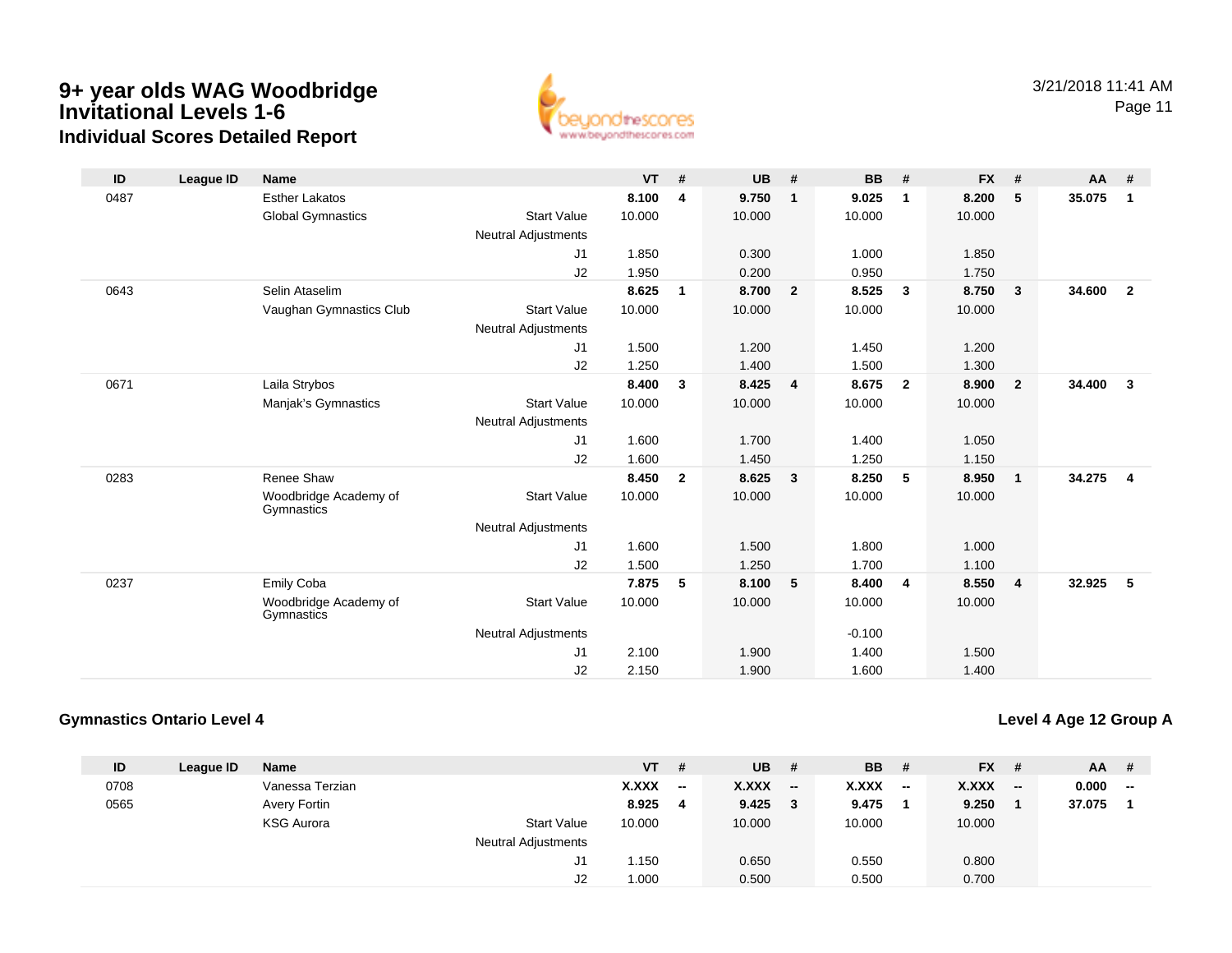# 9+ year olds WAG Woodbridge Invitational Levels 1-6

## Individual Scores Detailed Report

| ID | League ID | Name | | VT | # | UB | # | BB | # | FX | # | AA | # |
|---|---|---|---|---|---|---|---|---|---|---|---|---|---|
| 0487 | | Esther Lakatos | | **8.100** | **4** | **9.750** | **1** | **9.025** | **1** | **8.200** | **5** | **35.075** | **1** |
| | | Global Gymnastics | Start Value | 10.000 | | 10.000 | | 10.000 | | 10.000 | | | |
| | | | Neutral Adjustments | | | | | | | | | | |
| | | | J1 | 1.850 | | 0.300 | | 1.000 | | 1.850 | | | |
| | | | J2 | 1.950 | | 0.200 | | 0.950 | | 1.750 | | | |
| 0643 | | Selin Ataselim | | **8.625** | **1** | **8.700** | **2** | **8.525** | **3** | **8.750** | **3** | **34.600** | **2** |
| | | Vaughan Gymnastics Club | Start Value | 10.000 | | 10.000 | | 10.000 | | 10.000 | | | |
| | | | Neutral Adjustments | | | | | | | | | | |
| | | | J1 | 1.500 | | 1.200 | | 1.450 | | 1.200 | | | |
| | | | J2 | 1.250 | | 1.400 | | 1.500 | | 1.300 | | | |
| 0671 | | Laila Strybos | | **8.400** | **3** | **8.425** | **4** | **8.675** | **2** | **8.900** | **2** | **34.400** | **3** |
| | | Manjak's Gymnastics | Start Value | 10.000 | | 10.000 | | 10.000 | | 10.000 | | | |
| | | | Neutral Adjustments | | | | | | | | | | |
| | | | J1 | 1.600 | | 1.700 | | 1.400 | | 1.050 | | | |
| | | | J2 | 1.600 | | 1.450 | | 1.250 | | 1.150 | | | |
| 0283 | | Renee Shaw | | **8.450** | **2** | **8.625** | **3** | **8.250** | **5** | **8.950** | **1** | **34.275** | **4** |
| | | Woodbridge Academy of Gymnastics | Start Value | 10.000 | | 10.000 | | 10.000 | | 10.000 | | | |
| | | | Neutral Adjustments | | | | | | | | | | |
| | | | J1 | 1.600 | | 1.500 | | 1.800 | | 1.000 | | | |
| | | | J2 | 1.500 | | 1.250 | | 1.700 | | 1.100 | | | |
| 0237 | | Emily Coba | | **7.875** | **5** | **8.100** | **5** | **8.400** | **4** | **8.550** | **4** | **32.925** | **5** |
| | | Woodbridge Academy of Gymnastics | Start Value | 10.000 | | 10.000 | | 10.000 | | 10.000 | | | |
| | | | Neutral Adjustments | | | | | -0.100 | | | | | |
| | | | J1 | 2.100 | | 1.900 | | 1.400 | | 1.500 | | | |
| | | | J2 | 2.150 | | 1.900 | | 1.600 | | 1.400 | | | |

### Gymnastics Ontario Level 4

### Level 4 Age 12 Group A

| ID | League ID | Name | | VT | # | UB | # | BB | # | FX | # | AA | # |
|---|---|---|---|---|---|---|---|---|---|---|---|---|---|
| 0708 | | Vanessa Terzian | | **X.XXX** | **--** | **X.XXX** | **--** | **X.XXX** | **--** | **X.XXX** | **--** | **0.000** | **--** |
| 0565 | | Avery Fortin | | **8.925** | **4** | **9.425** | **3** | **9.475** | **1** | **9.250** | **1** | **37.075** | **1** |
| | | KSG Aurora | Start Value | 10.000 | | 10.000 | | 10.000 | | 10.000 | | | |
| | | | Neutral Adjustments | | | | | | | | | | |
| | | | J1 | 1.150 | | 0.650 | | 0.550 | | 0.800 | | | |
| | | | J2 | 1.000 | | 0.500 | | 0.500 | | 0.700 | | | |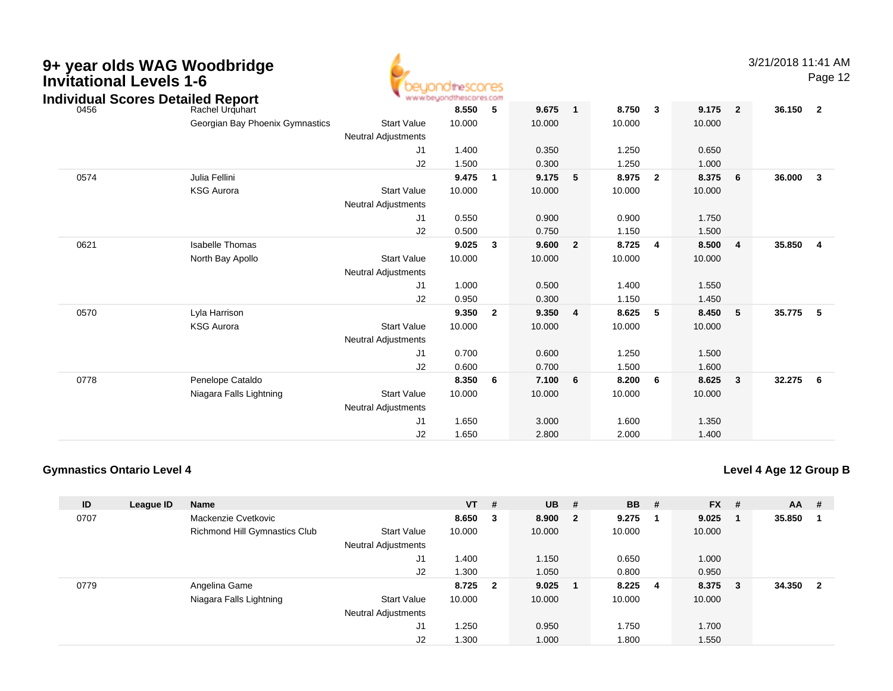# 9+ year olds WAG Woodbridge Invitational Levels 1-6

## Individual Scores Detailed Report

| ID | League ID | Name | | VT | # | UB | # | BB | # | FX | # | AA | # |
|---|---|---|---|---|---|---|---|---|---|---|---|---|---|
| 0456 | | Rachel Urquhart | | 8.550 | 5 | 9.675 | 1 | 8.750 | 3 | 9.175 | 2 | 36.150 | 2 |
| | | Georgian Bay Phoenix Gymnastics | Start Value | 10.000 | | 10.000 | | 10.000 | | 10.000 | | | |
| | | | Neutral Adjustments | | | | | | | | | | |
| | | | J1 | 1.400 | | 0.350 | | 1.250 | | 0.650 | | | |
| | | | J2 | 1.500 | | 0.300 | | 1.250 | | 1.000 | | | |
| 0574 | | Julia Fellini | | 9.475 | 1 | 9.175 | 5 | 8.975 | 2 | 8.375 | 6 | 36.000 | 3 |
| | | KSG Aurora | Start Value | 10.000 | | 10.000 | | 10.000 | | 10.000 | | | |
| | | | Neutral Adjustments | | | | | | | | | | |
| | | | J1 | 0.550 | | 0.900 | | 0.900 | | 1.750 | | | |
| | | | J2 | 0.500 | | 0.750 | | 1.150 | | 1.500 | | | |
| 0621 | | Isabelle Thomas | | 9.025 | 3 | 9.600 | 2 | 8.725 | 4 | 8.500 | 4 | 35.850 | 4 |
| | | North Bay Apollo | Start Value | 10.000 | | 10.000 | | 10.000 | | 10.000 | | | |
| | | | Neutral Adjustments | | | | | | | | | | |
| | | | J1 | 1.000 | | 0.500 | | 1.400 | | 1.550 | | | |
| | | | J2 | 0.950 | | 0.300 | | 1.150 | | 1.450 | | | |
| 0570 | | Lyla Harrison | | 9.350 | 2 | 9.350 | 4 | 8.625 | 5 | 8.450 | 5 | 35.775 | 5 |
| | | KSG Aurora | Start Value | 10.000 | | 10.000 | | 10.000 | | 10.000 | | | |
| | | | Neutral Adjustments | | | | | | | | | | |
| | | | J1 | 0.700 | | 0.600 | | 1.250 | | 1.500 | | | |
| | | | J2 | 0.600 | | 0.700 | | 1.500 | | 1.600 | | | |
| 0778 | | Penelope Cataldo | | 8.350 | 6 | 7.100 | 6 | 8.200 | 6 | 8.625 | 3 | 32.275 | 6 |
| | | Niagara Falls Lightning | Start Value | 10.000 | | 10.000 | | 10.000 | | 10.000 | | | |
| | | | Neutral Adjustments | | | | | | | | | | |
| | | | J1 | 1.650 | | 3.000 | | 1.600 | | 1.350 | | | |
| | | | J2 | 1.650 | | 2.800 | | 2.000 | | 1.400 | | | |

### Gymnastics Ontario Level 4

### Level 4 Age 12 Group B

| ID | League ID | Name | | VT | # | UB | # | BB | # | FX | # | AA | # |
|---|---|---|---|---|---|---|---|---|---|---|---|---|---|
| 0707 | | Mackenzie Cvetkovic | | 8.650 | 3 | 8.900 | 2 | 9.275 | 1 | 9.025 | 1 | 35.850 | 1 |
| | | Richmond Hill Gymnastics Club | Start Value | 10.000 | | 10.000 | | 10.000 | | 10.000 | | | |
| | | | Neutral Adjustments | | | | | | | | | | |
| | | | J1 | 1.400 | | 1.150 | | 0.650 | | 1.000 | | | |
| | | | J2 | 1.300 | | 1.050 | | 0.800 | | 0.950 | | | |
| 0779 | | Angelina Game | | 8.725 | 2 | 9.025 | 1 | 8.225 | 4 | 8.375 | 3 | 34.350 | 2 |
| | | Niagara Falls Lightning | Start Value | 10.000 | | 10.000 | | 10.000 | | 10.000 | | | |
| | | | Neutral Adjustments | | | | | | | | | | |
| | | | J1 | 1.250 | | 0.950 | | 1.750 | | 1.700 | | | |
| | | | J2 | 1.300 | | 1.000 | | 1.800 | | 1.550 | | | |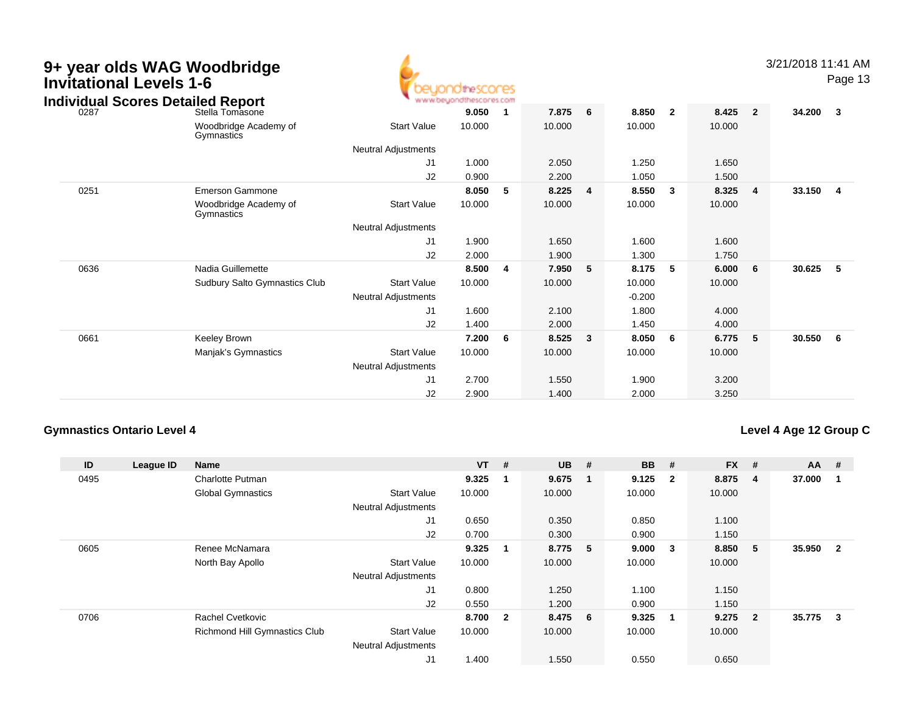# 9+ year olds WAG Woodbridge Invitational Levels 1-6

## Individual Scores Detailed Report

| ID | League ID | Name | | VT | # | UB | # | BB | # | FX | # | AA | # |
|---|---|---|---|---|---|---|---|---|---|---|---|---|---|
| 0287 | | Stella Tomasone | | **9.050** | **1** | **7.875** | **6** | **8.850** | **2** | **8.425** | **2** | **34.200** | **3** |
| | | Woodbridge Academy of Gymnastics | Start Value | 10.000 | | 10.000 | | 10.000 | | 10.000 | | | |
| | | | Neutral Adjustments | | | | | | | | | | |
| | | | J1 | 1.000 | | 2.050 | | 1.250 | | 1.650 | | | |
| | | | J2 | 0.900 | | 2.200 | | 1.050 | | 1.500 | | | |
| 0251 | | Emerson Gammone | | **8.050** | **5** | **8.225** | **4** | **8.550** | **3** | **8.325** | **4** | **33.150** | **4** |
| | | Woodbridge Academy of Gymnastics | Start Value | 10.000 | | 10.000 | | 10.000 | | 10.000 | | | |
| | | | Neutral Adjustments | | | | | | | | | | |
| | | | J1 | 1.900 | | 1.650 | | 1.600 | | 1.600 | | | |
| | | | J2 | 2.000 | | 1.900 | | 1.300 | | 1.750 | | | |
| 0636 | | Nadia Guillemette | | **8.500** | **4** | **7.950** | **5** | **8.175** | **5** | **6.000** | **6** | **30.625** | **5** |
| | | Sudbury Salto Gymnastics Club | Start Value | 10.000 | | 10.000 | | 10.000 | | 10.000 | | | |
| | | | Neutral Adjustments | | | | | -0.200 | | | | | |
| | | | J1 | 1.600 | | 2.100 | | 1.800 | | 4.000 | | | |
| | | | J2 | 1.400 | | 2.000 | | 1.450 | | 4.000 | | | |
| 0661 | | Keeley Brown | | **7.200** | **6** | **8.525** | **3** | **8.050** | **6** | **6.775** | **5** | **30.550** | **6** |
| | | Manjak's Gymnastics | Start Value | 10.000 | | 10.000 | | 10.000 | | 10.000 | | | |
| | | | Neutral Adjustments | | | | | | | | | | |
| | | | J1 | 2.700 | | 1.550 | | 1.900 | | 3.200 | | | |
| | | | J2 | 2.900 | | 1.400 | | 2.000 | | 3.250 | | | |

### Gymnastics Ontario Level 4

### Level 4 Age 12 Group C

| ID | League ID | Name | | VT | # | UB | # | BB | # | FX | # | AA | # |
|---|---|---|---|---|---|---|---|---|---|---|---|---|---|
| 0495 | | Charlotte Putman | | **9.325** | **1** | **9.675** | **1** | **9.125** | **2** | **8.875** | **4** | **37.000** | **1** |
| | | Global Gymnastics | Start Value | 10.000 | | 10.000 | | 10.000 | | 10.000 | | | |
| | | | Neutral Adjustments | | | | | | | | | | |
| | | | J1 | 0.650 | | 0.350 | | 0.850 | | 1.100 | | | |
| | | | J2 | 0.700 | | 0.300 | | 0.900 | | 1.150 | | | |
| 0605 | | Renee McNamara | | **9.325** | **1** | **8.775** | **5** | **9.000** | **3** | **8.850** | **5** | **35.950** | **2** |
| | | North Bay Apollo | Start Value | 10.000 | | 10.000 | | 10.000 | | 10.000 | | | |
| | | | Neutral Adjustments | | | | | | | | | | |
| | | | J1 | 0.800 | | 1.250 | | 1.100 | | 1.150 | | | |
| | | | J2 | 0.550 | | 1.200 | | 0.900 | | 1.150 | | | |
| 0706 | | Rachel Cvetkovic | | **8.700** | **2** | **8.475** | **6** | **9.325** | **1** | **9.275** | **2** | **35.775** | **3** |
| | | Richmond Hill Gymnastics Club | Start Value | 10.000 | | 10.000 | | 10.000 | | 10.000 | | | |
| | | | Neutral Adjustments | | | | | | | | | | |
| | | | J1 | 1.400 | | 1.550 | | 0.550 | | 0.650 | | | |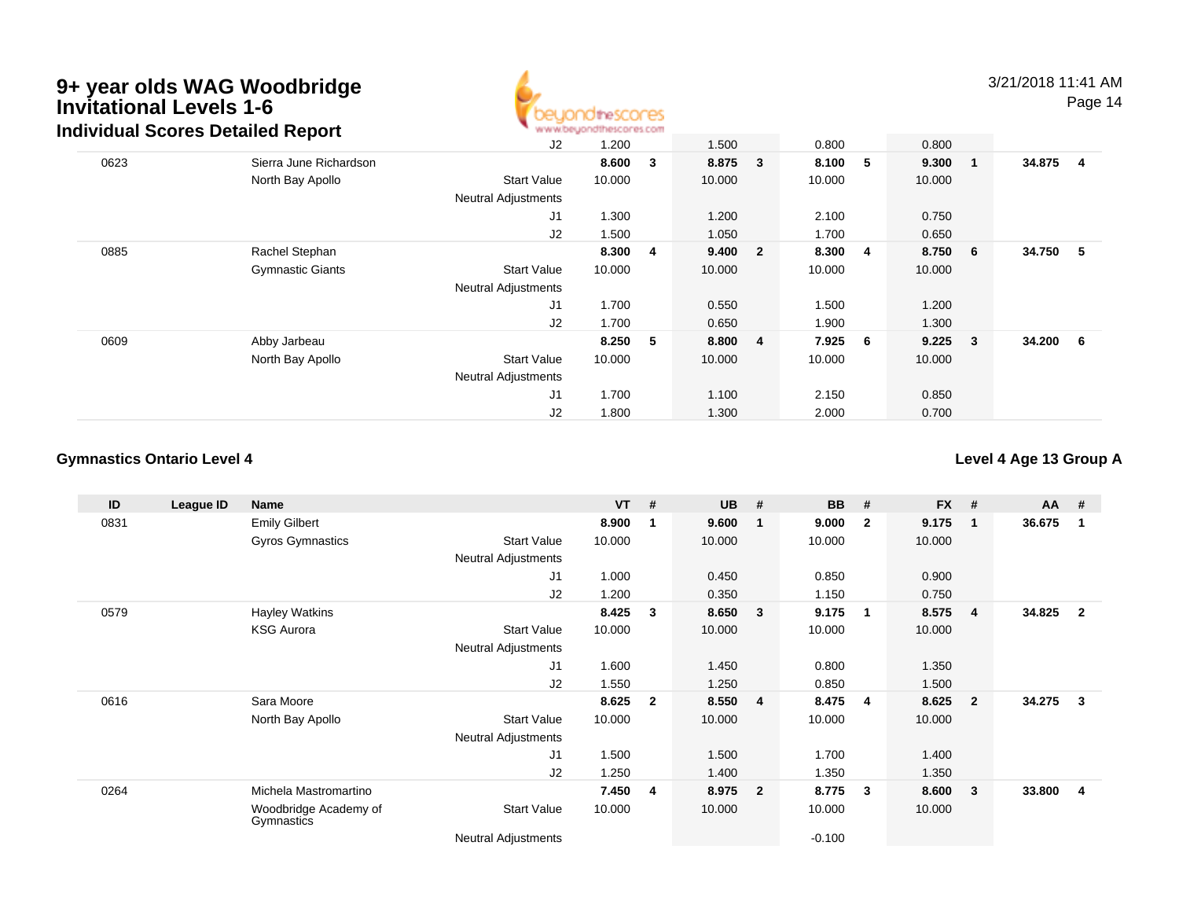# 9+ year olds WAG Woodbridge Invitational Levels 1-6

## Individual Scores Detailed Report

3/21/2018 11:41 AM

| ID | League ID | Name | | VT | # | UB | # | BB | # | FX | # | AA | # |
|---|---|---|---|---|---|---|---|---|---|---|---|---|---|
| | | | J2 | 1.200 | | 1.500 | | 0.800 | | 0.800 | | | |
| 0623 | | Sierra June Richardson | | **8.600** | **3** | **8.875** | **3** | **8.100** | **5** | **9.300** | **1** | **34.875** | **4** |
| | | North Bay Apollo | Start Value | 10.000 | | 10.000 | | 10.000 | | 10.000 | | | |
| | | | Neutral Adjustments | | | | | | | | | | |
| | | | J1 | 1.300 | | 1.200 | | 2.100 | | 0.750 | | | |
| | | | J2 | 1.500 | | 1.050 | | 1.700 | | 0.650 | | | |
| 0885 | | Rachel Stephan | | **8.300** | **4** | **9.400** | **2** | **8.300** | **4** | **8.750** | **6** | **34.750** | **5** |
| | | Gymnastic Giants | Start Value | 10.000 | | 10.000 | | 10.000 | | 10.000 | | | |
| | | | Neutral Adjustments | | | | | | | | | | |
| | | | J1 | 1.700 | | 0.550 | | 1.500 | | 1.200 | | | |
| | | | J2 | 1.700 | | 0.650 | | 1.900 | | 1.300 | | | |
| 0609 | | Abby Jarbeau | | **8.250** | **5** | **8.800** | **4** | **7.925** | **6** | **9.225** | **3** | **34.200** | **6** |
| | | North Bay Apollo | Start Value | 10.000 | | 10.000 | | 10.000 | | 10.000 | | | |
| | | | Neutral Adjustments | | | | | | | | | | |
| | | | J1 | 1.700 | | 1.100 | | 2.150 | | 0.850 | | | |
| | | | J2 | 1.800 | | 1.300 | | 2.000 | | 0.700 | | | |

### Gymnastics Ontario Level 4

### Level 4 Age 13 Group A

| ID | League ID | Name | | VT | # | UB | # | BB | # | FX | # | AA | # |
|---|---|---|---|---|---|---|---|---|---|---|---|---|---|
| 0831 | | Emily Gilbert | | **8.900** | **1** | **9.600** | **1** | **9.000** | **2** | **9.175** | **1** | **36.675** | **1** |
| | | Gyros Gymnastics | Start Value | 10.000 | | 10.000 | | 10.000 | | 10.000 | | | |
| | | | Neutral Adjustments | | | | | | | | | | |
| | | | J1 | 1.000 | | 0.450 | | 0.850 | | 0.900 | | | |
| | | | J2 | 1.200 | | 0.350 | | 1.150 | | 0.750 | | | |
| 0579 | | Hayley Watkins | | **8.425** | **3** | **8.650** | **3** | **9.175** | **1** | **8.575** | **4** | **34.825** | **2** |
| | | KSG Aurora | Start Value | 10.000 | | 10.000 | | 10.000 | | 10.000 | | | |
| | | | Neutral Adjustments | | | | | | | | | | |
| | | | J1 | 1.600 | | 1.450 | | 0.800 | | 1.350 | | | |
| | | | J2 | 1.550 | | 1.250 | | 0.850 | | 1.500 | | | |
| 0616 | | Sara Moore | | **8.625** | **2** | **8.550** | **4** | **8.475** | **4** | **8.625** | **2** | **34.275** | **3** |
| | | North Bay Apollo | Start Value | 10.000 | | 10.000 | | 10.000 | | 10.000 | | | |
| | | | Neutral Adjustments | | | | | | | | | | |
| | | | J1 | 1.500 | | 1.500 | | 1.700 | | 1.400 | | | |
| | | | J2 | 1.250 | | 1.400 | | 1.350 | | 1.350 | | | |
| 0264 | | Michela Mastromartino | | **7.450** | **4** | **8.975** | **2** | **8.775** | **3** | **8.600** | **3** | **33.800** | **4** |
| | | Woodbridge Academy of Gymnastics | Start Value | 10.000 | | 10.000 | | 10.000 | | 10.000 | | | |
| | | | Neutral Adjustments | | | | | -0.100 | | | | | |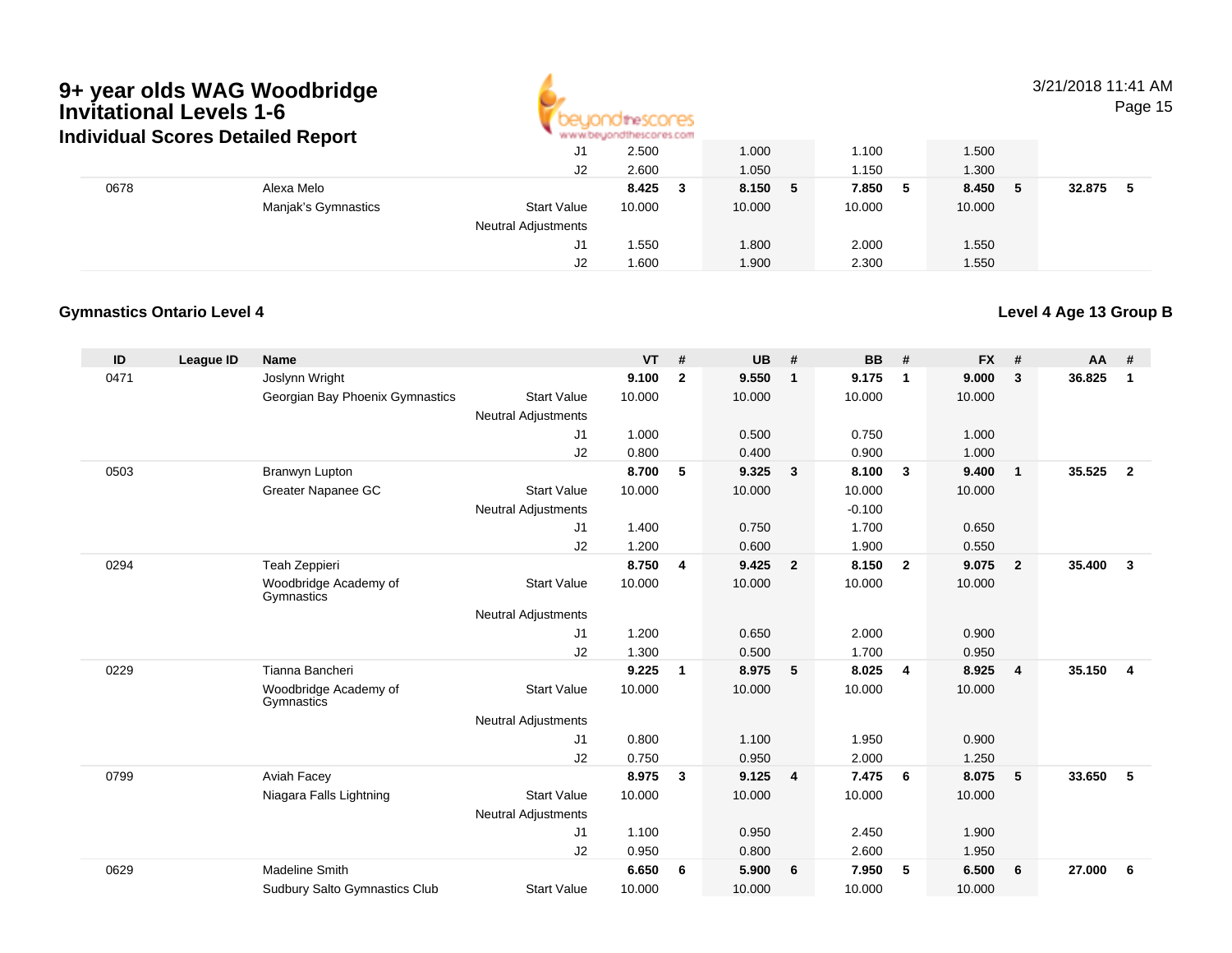# 9+ year olds WAG Woodbridge Invitational Levels 1-6

## Individual Scores Detailed Report

3/21/2018 11:41 AM

| ID | League ID | Name | | VT | # | UB | # | BB | # | FX | # | AA | # |
|---|---|---|---|---|---|---|---|---|---|---|---|---|---|
| | | | J1 | 2.500 | | 1.000 | | 1.100 | | 1.500 | | | |
| | | | J2 | 2.600 | | 1.050 | | 1.150 | | 1.300 | | | |
| 0678 | | Alexa Melo | | **8.425** | **3** | **8.150** | **5** | **7.850** | **5** | **8.450** | **5** | **32.875** | **5** |
| | | Manjak's Gymnastics | Start Value | 10.000 | | 10.000 | | 10.000 | | 10.000 | | | |
| | | | Neutral Adjustments | | | | | | | | | | |
| | | | J1 | 1.550 | | 1.800 | | 2.000 | | 1.550 | | | |
| | | | J2 | 1.600 | | 1.900 | | 2.300 | | 1.550 | | | |

### Gymnastics Ontario Level 4

### Level 4 Age 13 Group B

| ID | League ID | Name | | VT | # | UB | # | BB | # | FX | # | AA | # |
|---|---|---|---|---|---|---|---|---|---|---|---|---|---|
| 0471 | | Joslynn Wright | | **9.100** | **2** | **9.550** | **1** | **9.175** | **1** | **9.000** | **3** | **36.825** | **1** |
| | | Georgian Bay Phoenix Gymnastics | Start Value | 10.000 | | 10.000 | | 10.000 | | 10.000 | | | |
| | | | Neutral Adjustments | | | | | | | | | | |
| | | | J1 | 1.000 | | 0.500 | | 0.750 | | 1.000 | | | |
| | | | J2 | 0.800 | | 0.400 | | 0.900 | | 1.000 | | | |
| 0503 | | Branwyn Lupton | | **8.700** | **5** | **9.325** | **3** | **8.100** | **3** | **9.400** | **1** | **35.525** | **2** |
| | | Greater Napanee GC | Start Value | 10.000 | | 10.000 | | 10.000 | | 10.000 | | | |
| | | | Neutral Adjustments | | | | | -0.100 | | | | | |
| | | | J1 | 1.400 | | 0.750 | | 1.700 | | 0.650 | | | |
| | | | J2 | 1.200 | | 0.600 | | 1.900 | | 0.550 | | | |
| 0294 | | Teah Zeppieri | | **8.750** | **4** | **9.425** | **2** | **8.150** | **2** | **9.075** | **2** | **35.400** | **3** |
| | | Woodbridge Academy of Gymnastics | Start Value | 10.000 | | 10.000 | | 10.000 | | 10.000 | | | |
| | | | Neutral Adjustments | | | | | | | | | | |
| | | | J1 | 1.200 | | 0.650 | | 2.000 | | 0.900 | | | |
| | | | J2 | 1.300 | | 0.500 | | 1.700 | | 0.950 | | | |
| 0229 | | Tianna Bancheri | | **9.225** | **1** | **8.975** | **5** | **8.025** | **4** | **8.925** | **4** | **35.150** | **4** |
| | | Woodbridge Academy of Gymnastics | Start Value | 10.000 | | 10.000 | | 10.000 | | 10.000 | | | |
| | | | Neutral Adjustments | | | | | | | | | | |
| | | | J1 | 0.800 | | 1.100 | | 1.950 | | 0.900 | | | |
| | | | J2 | 0.750 | | 0.950 | | 2.000 | | 1.250 | | | |
| 0799 | | Aviah Facey | | **8.975** | **3** | **9.125** | **4** | **7.475** | **6** | **8.075** | **5** | **33.650** | **5** |
| | | Niagara Falls Lightning | Start Value | 10.000 | | 10.000 | | 10.000 | | 10.000 | | | |
| | | | Neutral Adjustments | | | | | | | | | | |
| | | | J1 | 1.100 | | 0.950 | | 2.450 | | 1.900 | | | |
| | | | J2 | 0.950 | | 0.800 | | 2.600 | | 1.950 | | | |
| 0629 | | Madeline Smith | | **6.650** | **6** | **5.900** | **6** | **7.950** | **5** | **6.500** | **6** | **27.000** | **6** |
| | | Sudbury Salto Gymnastics Club | Start Value | 10.000 | | 10.000 | | 10.000 | | 10.000 | | | |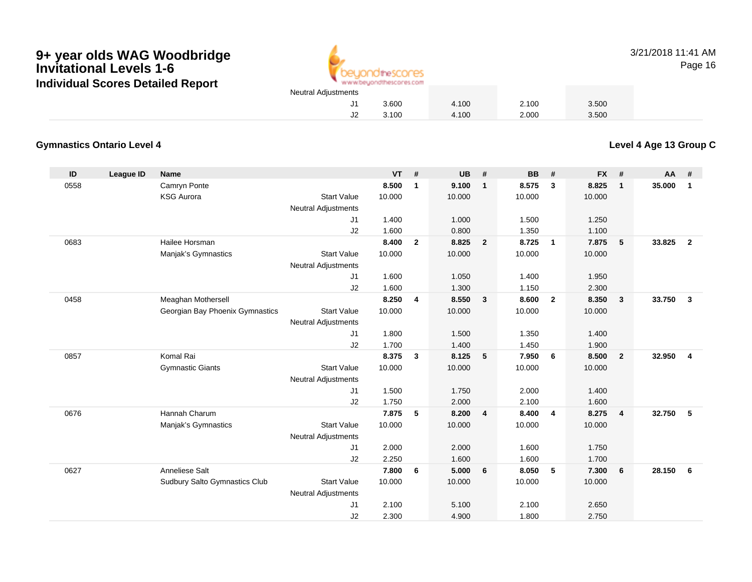# 9+ year olds WAG Woodbridge Invitational Levels 1-6

## Individual Scores Detailed Report

3/21/2018 11:41 AM

| | VT | UB | BB | FX |
|---|---|---|---|---|
| Neutral Adjustments | | | | |
| J1 | 3.600 | 4.100 | 2.100 | 3.500 |
| J2 | 3.100 | 4.100 | 2.000 | 3.500 |

### Gymnastics Ontario Level 4

### Level 4 Age 13 Group C

| ID | League ID | Name | | VT | # | UB | # | BB | # | FX | # | AA | # |
|---|---|---|---|---|---|---|---|---|---|---|---|---|---|
| 0558 | | Camryn Ponte | | **8.500** | **1** | **9.100** | **1** | **8.575** | **3** | **8.825** | **1** | **35.000** | **1** |
| | | KSG Aurora | Start Value | 10.000 | | 10.000 | | 10.000 | | 10.000 | | | |
| | | | Neutral Adjustments | | | | | | | | | | |
| | | | J1 | 1.400 | | 1.000 | | 1.500 | | 1.250 | | | |
| | | | J2 | 1.600 | | 0.800 | | 1.350 | | 1.100 | | | |
| 0683 | | Hailee Horsman | | **8.400** | **2** | **8.825** | **2** | **8.725** | **1** | **7.875** | **5** | **33.825** | **2** |
| | | Manjak's Gymnastics | Start Value | 10.000 | | 10.000 | | 10.000 | | 10.000 | | | |
| | | | Neutral Adjustments | | | | | | | | | | |
| | | | J1 | 1.600 | | 1.050 | | 1.400 | | 1.950 | | | |
| | | | J2 | 1.600 | | 1.300 | | 1.150 | | 2.300 | | | |
| 0458 | | Meaghan Mothersell | | **8.250** | **4** | **8.550** | **3** | **8.600** | **2** | **8.350** | **3** | **33.750** | **3** |
| | | Georgian Bay Phoenix Gymnastics | Start Value | 10.000 | | 10.000 | | 10.000 | | 10.000 | | | |
| | | | Neutral Adjustments | | | | | | | | | | |
| | | | J1 | 1.800 | | 1.500 | | 1.350 | | 1.400 | | | |
| | | | J2 | 1.700 | | 1.400 | | 1.450 | | 1.900 | | | |
| 0857 | | Komal Rai | | **8.375** | **3** | **8.125** | **5** | **7.950** | **6** | **8.500** | **2** | **32.950** | **4** |
| | | Gymnastic Giants | Start Value | 10.000 | | 10.000 | | 10.000 | | 10.000 | | | |
| | | | Neutral Adjustments | | | | | | | | | | |
| | | | J1 | 1.500 | | 1.750 | | 2.000 | | 1.400 | | | |
| | | | J2 | 1.750 | | 2.000 | | 2.100 | | 1.600 | | | |
| 0676 | | Hannah Charum | | **7.875** | **5** | **8.200** | **4** | **8.400** | **4** | **8.275** | **4** | **32.750** | **5** |
| | | Manjak's Gymnastics | Start Value | 10.000 | | 10.000 | | 10.000 | | 10.000 | | | |
| | | | Neutral Adjustments | | | | | | | | | | |
| | | | J1 | 2.000 | | 2.000 | | 1.600 | | 1.750 | | | |
| | | | J2 | 2.250 | | 1.600 | | 1.600 | | 1.700 | | | |
| 0627 | | Anneliese Salt | | **7.800** | **6** | **5.000** | **6** | **8.050** | **5** | **7.300** | **6** | **28.150** | **6** |
| | | Sudbury Salto Gymnastics Club | Start Value | 10.000 | | 10.000 | | 10.000 | | 10.000 | | | |
| | | | Neutral Adjustments | | | | | | | | | | |
| | | | J1 | 2.100 | | 5.100 | | 2.100 | | 2.650 | | | |
| | | | J2 | 2.300 | | 4.900 | | 1.800 | | 2.750 | | | |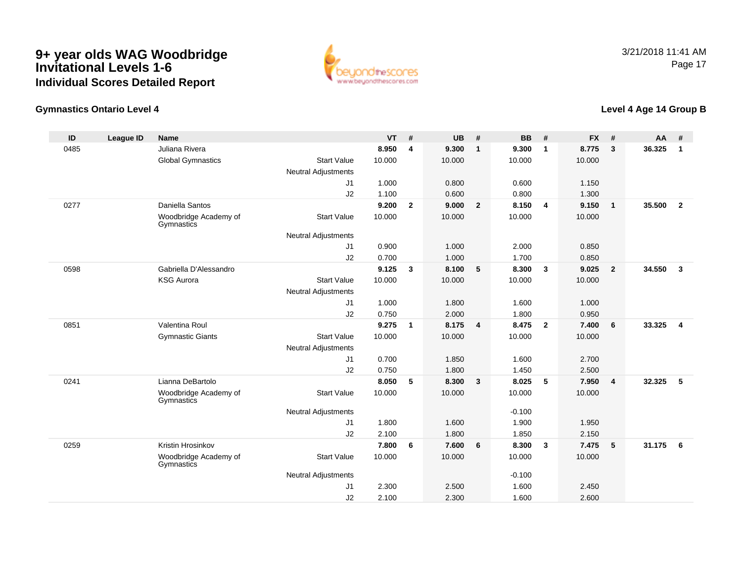# 9+ year olds WAG Woodbridge Invitational Levels 1-6

## Individual Scores Detailed Report

3/21/2018 11:41 AM

### Gymnastics Ontario Level 4

### Level 4 Age 14 Group B

| ID | League ID | Name | | VT | # | UB | # | BB | # | FX | # | AA | # |
|---|---|---|---|---|---|---|---|---|---|---|---|---|---|
| 0485 | | Juliana Rivera | | **8.950** | **4** | **9.300** | **1** | **9.300** | **1** | **8.775** | **3** | **36.325** | **1** |
| | | Global Gymnastics | Start Value | 10.000 | | 10.000 | | 10.000 | | 10.000 | | | |
| | | | Neutral Adjustments | | | | | | | | | | |
| | | | J1 | 1.000 | | 0.800 | | 0.600 | | 1.150 | | | |
| | | | J2 | 1.100 | | 0.600 | | 0.800 | | 1.300 | | | |
| 0277 | | Daniella Santos | | **9.200** | **2** | **9.000** | **2** | **8.150** | **4** | **9.150** | **1** | **35.500** | **2** |
| | | Woodbridge Academy of Gymnastics | Start Value | 10.000 | | 10.000 | | 10.000 | | 10.000 | | | |
| | | | Neutral Adjustments | | | | | | | | | | |
| | | | J1 | 0.900 | | 1.000 | | 2.000 | | 0.850 | | | |
| | | | J2 | 0.700 | | 1.000 | | 1.700 | | 0.850 | | | |
| 0598 | | Gabriella D'Alessandro | | **9.125** | **3** | **8.100** | **5** | **8.300** | **3** | **9.025** | **2** | **34.550** | **3** |
| | | KSG Aurora | Start Value | 10.000 | | 10.000 | | 10.000 | | 10.000 | | | |
| | | | Neutral Adjustments | | | | | | | | | | |
| | | | J1 | 1.000 | | 1.800 | | 1.600 | | 1.000 | | | |
| | | | J2 | 0.750 | | 2.000 | | 1.800 | | 0.950 | | | |
| 0851 | | Valentina Roul | | **9.275** | **1** | **8.175** | **4** | **8.475** | **2** | **7.400** | **6** | **33.325** | **4** |
| | | Gymnastic Giants | Start Value | 10.000 | | 10.000 | | 10.000 | | 10.000 | | | |
| | | | Neutral Adjustments | | | | | | | | | | |
| | | | J1 | 0.700 | | 1.850 | | 1.600 | | 2.700 | | | |
| | | | J2 | 0.750 | | 1.800 | | 1.450 | | 2.500 | | | |
| 0241 | | Lianna DeBartolo | | **8.050** | **5** | **8.300** | **3** | **8.025** | **5** | **7.950** | **4** | **32.325** | **5** |
| | | Woodbridge Academy of Gymnastics | Start Value | 10.000 | | 10.000 | | 10.000 | | 10.000 | | | |
| | | | Neutral Adjustments | | | | | -0.100 | | | | | |
| | | | J1 | 1.800 | | 1.600 | | 1.900 | | 1.950 | | | |
| | | | J2 | 2.100 | | 1.800 | | 1.850 | | 2.150 | | | |
| 0259 | | Kristin Hrosinkov | | **7.800** | **6** | **7.600** | **6** | **8.300** | **3** | **7.475** | **5** | **31.175** | **6** |
| | | Woodbridge Academy of Gymnastics | Start Value | 10.000 | | 10.000 | | 10.000 | | 10.000 | | | |
| | | | Neutral Adjustments | | | | | -0.100 | | | | | |
| | | | J1 | 2.300 | | 2.500 | | 1.600 | | 2.450 | | | |
| | | | J2 | 2.100 | | 2.300 | | 1.600 | | 2.600 | | | |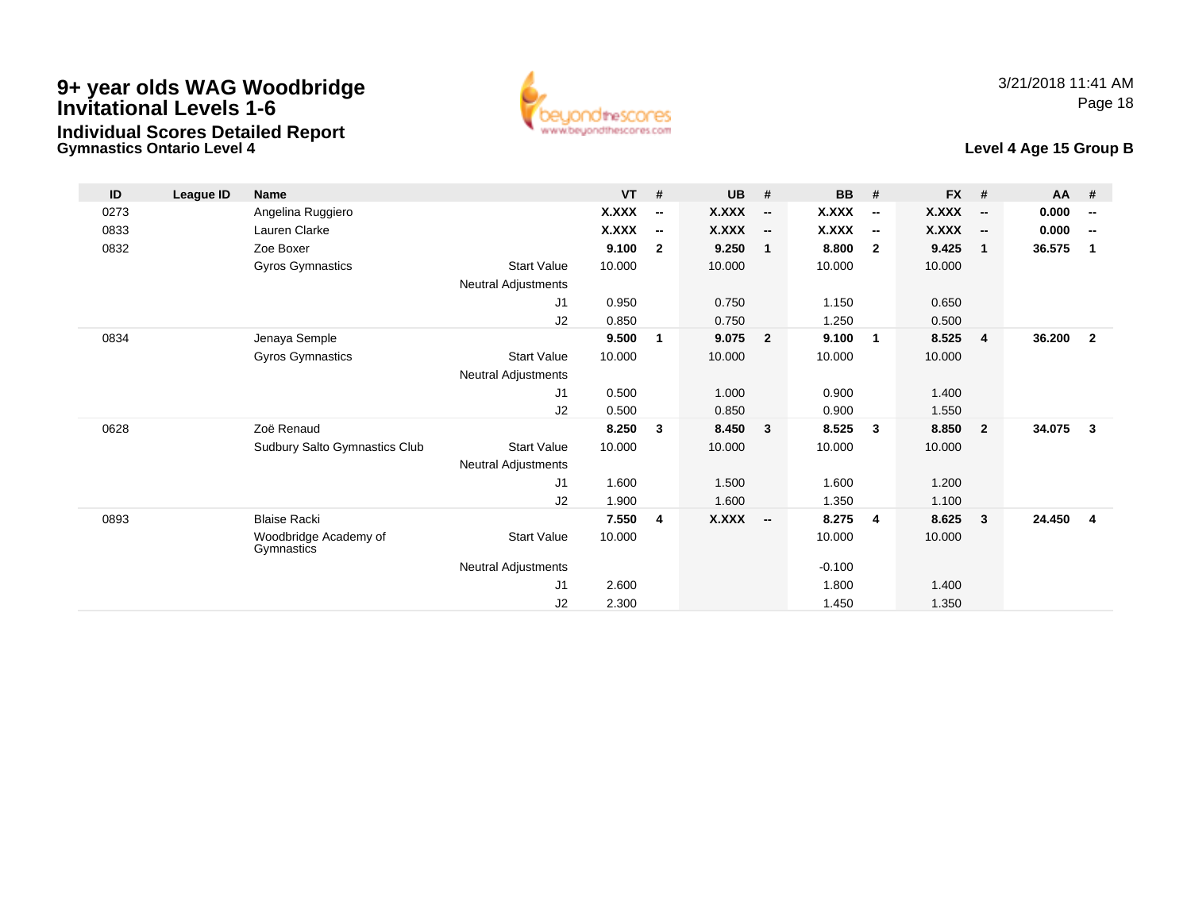# 9+ year olds WAG Woodbridge Invitational Levels 1-6

## Individual Scores Detailed Report

### Gymnastics Ontario Level 4

3/21/2018 11:41 AM

### Level 4 Age 15 Group B

| ID | League ID | Name | | VT | # | UB | # | BB | # | FX | # | AA | # |
|---|---|---|---|---|---|---|---|---|---|---|---|---|---|
| 0273 | | Angelina Ruggiero | | **X.XXX** | **--** | **X.XXX** | **--** | **X.XXX** | **--** | **X.XXX** | **--** | **0.000** | **--** |
| 0833 | | Lauren Clarke | | **X.XXX** | **--** | **X.XXX** | **--** | **X.XXX** | **--** | **X.XXX** | **--** | **0.000** | **--** |
| 0832 | | Zoe Boxer | | **9.100** | **2** | **9.250** | **1** | **8.800** | **2** | **9.425** | **1** | **36.575** | **1** |
| | | Gyros Gymnastics | Start Value | 10.000 | | 10.000 | | 10.000 | | 10.000 | | | |
| | | | Neutral Adjustments | | | | | | | | | | |
| | | | J1 | 0.950 | | 0.750 | | 1.150 | | 0.650 | | | |
| | | | J2 | 0.850 | | 0.750 | | 1.250 | | 0.500 | | | |
| 0834 | | Jenaya Semple | | **9.500** | **1** | **9.075** | **2** | **9.100** | **1** | **8.525** | **4** | **36.200** | **2** |
| | | Gyros Gymnastics | Start Value | 10.000 | | 10.000 | | 10.000 | | 10.000 | | | |
| | | | Neutral Adjustments | | | | | | | | | | |
| | | | J1 | 0.500 | | 1.000 | | 0.900 | | 1.400 | | | |
| | | | J2 | 0.500 | | 0.850 | | 0.900 | | 1.550 | | | |
| 0628 | | Zoë Renaud | | **8.250** | **3** | **8.450** | **3** | **8.525** | **3** | **8.850** | **2** | **34.075** | **3** |
| | | Sudbury Salto Gymnastics Club | Start Value | 10.000 | | 10.000 | | 10.000 | | 10.000 | | | |
| | | | Neutral Adjustments | | | | | | | | | | |
| | | | J1 | 1.600 | | 1.500 | | 1.600 | | 1.200 | | | |
| | | | J2 | 1.900 | | 1.600 | | 1.350 | | 1.100 | | | |
| 0893 | | Blaise Racki | | **7.550** | **4** | **X.XXX** | **--** | **8.275** | **4** | **8.625** | **3** | **24.450** | **4** |
| | | Woodbridge Academy of Gymnastics | Start Value | 10.000 | | | | 10.000 | | 10.000 | | | |
| | | | Neutral Adjustments | | | | | -0.100 | | | | | |
| | | | J1 | 2.600 | | | | 1.800 | | 1.400 | | | |
| | | | J2 | 2.300 | | | | 1.450 | | 1.350 | | | |